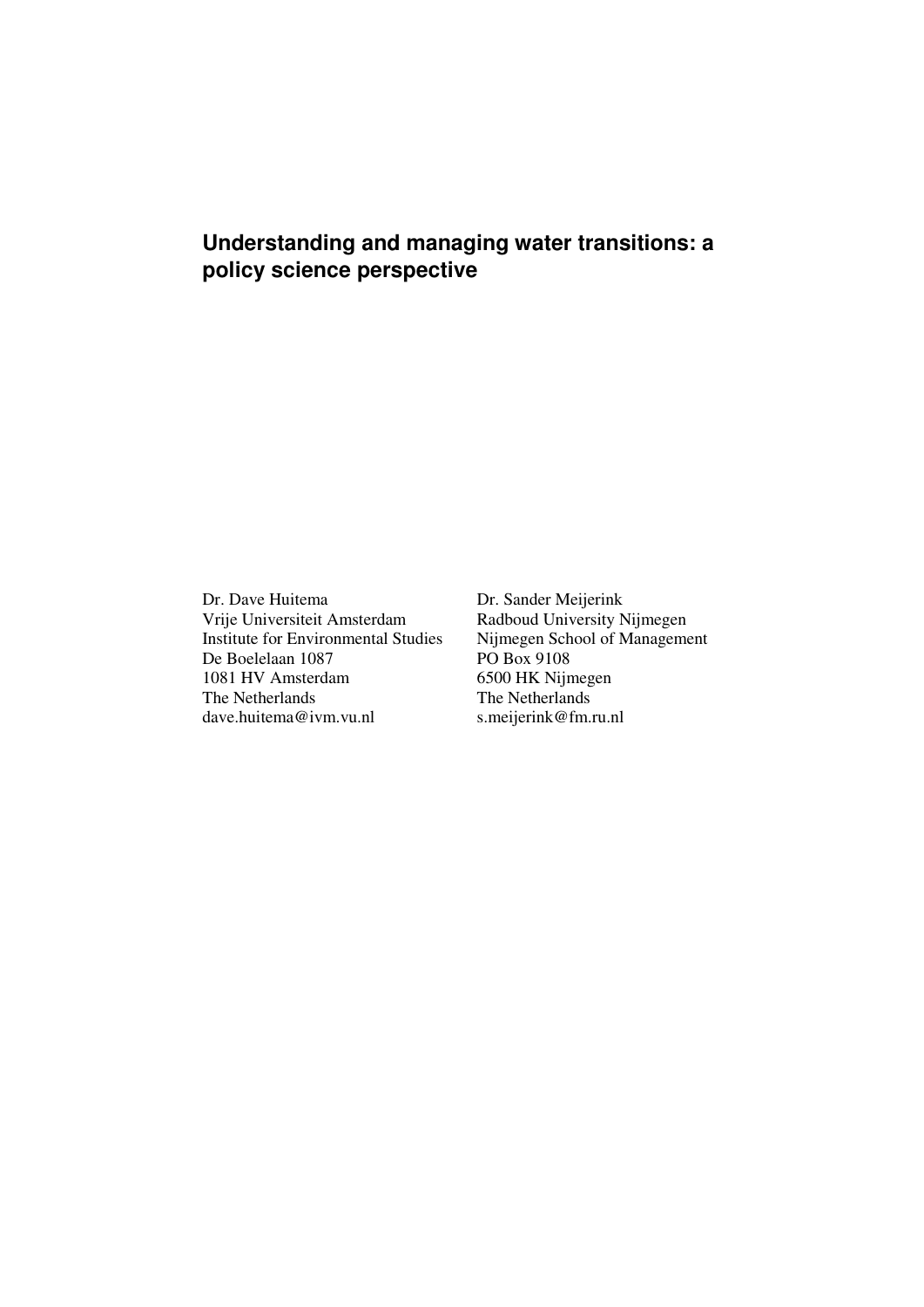# Understanding and managing water transitions: a policy science perspective

Dr. Dave Huitema
Vrije Universiteit Amsterdam
Institute for Environmental Studies
De Boelelaan 1087
1081 HV Amsterdam
The Netherlands
dave.huitema@ivm.vu.nl

Dr. Sander Meijerink
Radboud University Nijmegen
Nijmegen School of Management
PO Box 9108
6500 HK Nijmegen
The Netherlands
s.meijerink@fm.ru.nl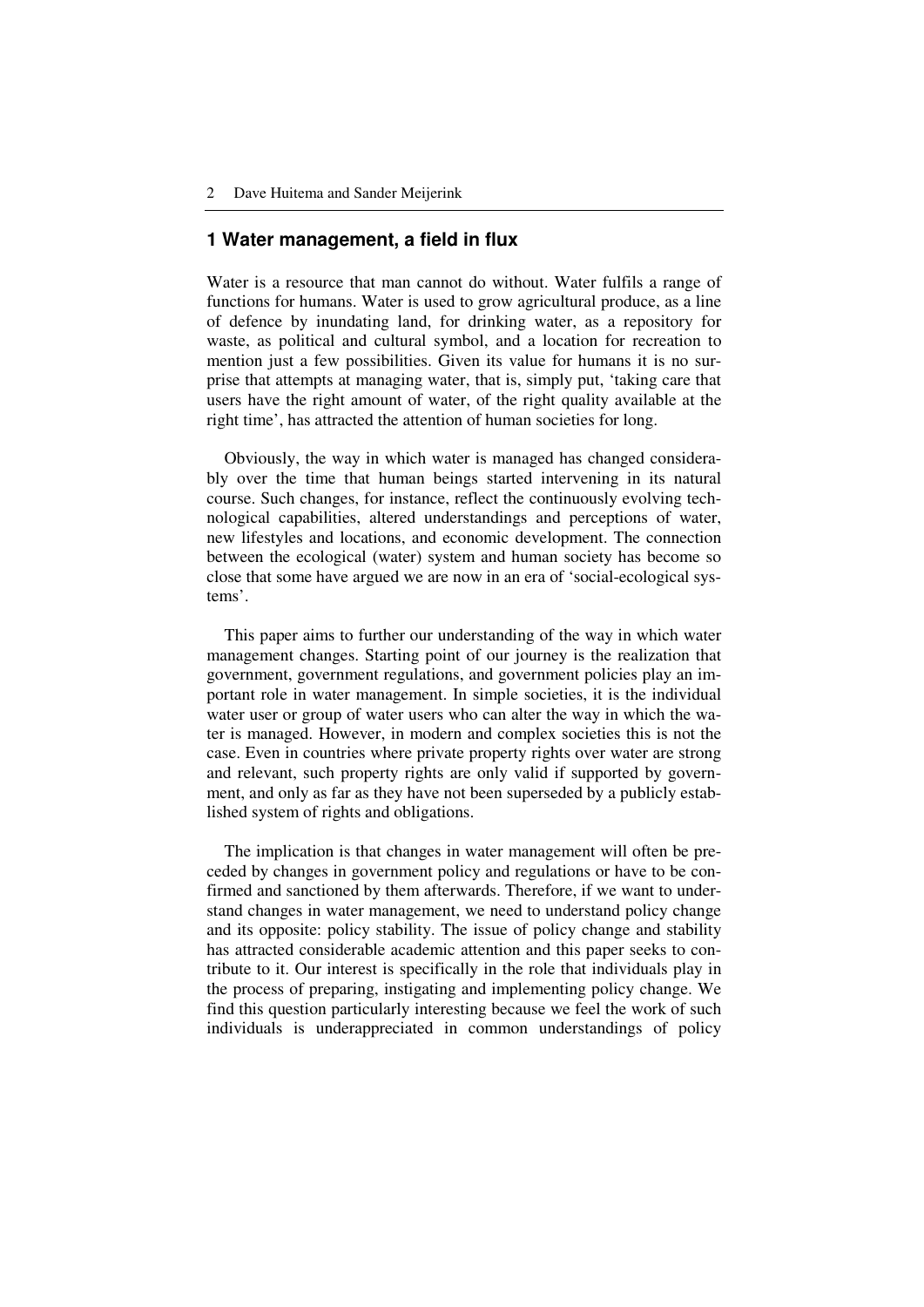# 1 Water management, a field in flux

Water is a resource that man cannot do without. Water fulfils a range of functions for humans. Water is used to grow agricultural produce, as a line of defence by inundating land, for drinking water, as a repository for waste, as political and cultural symbol, and a location for recreation to mention just a few possibilities. Given its value for humans it is no surprise that attempts at managing water, that is, simply put, 'taking care that users have the right amount of water, of the right quality available at the right time', has attracted the attention of human societies for long.

Obviously, the way in which water is managed has changed considerably over the time that human beings started intervening in its natural course. Such changes, for instance, reflect the continuously evolving technological capabilities, altered understandings and perceptions of water, new lifestyles and locations, and economic development. The connection between the ecological (water) system and human society has become so close that some have argued we are now in an era of 'social-ecological systems'.

This paper aims to further our understanding of the way in which water management changes. Starting point of our journey is the realization that government, government regulations, and government policies play an important role in water management. In simple societies, it is the individual water user or group of water users who can alter the way in which the water is managed. However, in modern and complex societies this is not the case. Even in countries where private property rights over water are strong and relevant, such property rights are only valid if supported by government, and only as far as they have not been superseded by a publicly established system of rights and obligations.

The implication is that changes in water management will often be preceded by changes in government policy and regulations or have to be confirmed and sanctioned by them afterwards. Therefore, if we want to understand changes in water management, we need to understand policy change and its opposite: policy stability. The issue of policy change and stability has attracted considerable academic attention and this paper seeks to contribute to it. Our interest is specifically in the role that individuals play in the process of preparing, instigating and implementing policy change. We find this question particularly interesting because we feel the work of such individuals is underappreciated in common understandings of policy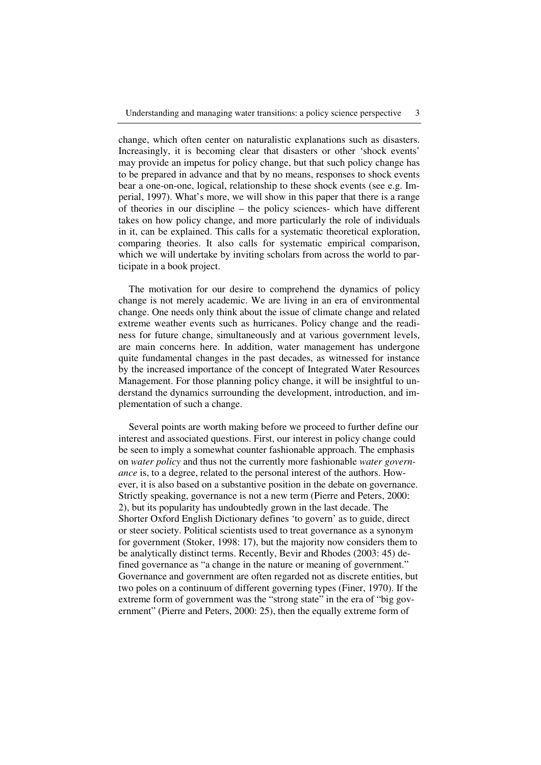change, which often center on naturalistic explanations such as disasters. Increasingly, it is becoming clear that disasters or other 'shock events' may provide an impetus for policy change, but that such policy change has to be prepared in advance and that by no means, responses to shock events bear a one-on-one, logical, relationship to these shock events (see e.g. Imperial, 1997). What's more, we will show in this paper that there is a range of theories in our discipline – the policy sciences- which have different takes on how policy change, and more particularly the role of individuals in it, can be explained. This calls for a systematic theoretical exploration, comparing theories. It also calls for systematic empirical comparison, which we will undertake by inviting scholars from across the world to participate in a book project.

The motivation for our desire to comprehend the dynamics of policy change is not merely academic. We are living in an era of environmental change. One needs only think about the issue of climate change and related extreme weather events such as hurricanes. Policy change and the readiness for future change, simultaneously and at various government levels, are main concerns here. In addition, water management has undergone quite fundamental changes in the past decades, as witnessed for instance by the increased importance of the concept of Integrated Water Resources Management. For those planning policy change, it will be insightful to understand the dynamics surrounding the development, introduction, and implementation of such a change.

Several points are worth making before we proceed to further define our interest and associated questions. First, our interest in policy change could be seen to imply a somewhat counter fashionable approach. The emphasis on *water policy* and thus not the currently more fashionable *water governance* is, to a degree, related to the personal interest of the authors. However, it is also based on a substantive position in the debate on governance. Strictly speaking, governance is not a new term (Pierre and Peters, 2000: 2), but its popularity has undoubtedly grown in the last decade. The Shorter Oxford English Dictionary defines 'to govern' as to guide, direct or steer society. Political scientists used to treat governance as a synonym for government (Stoker, 1998: 17), but the majority now considers them to be analytically distinct terms. Recently, Bevir and Rhodes (2003: 45) defined governance as "a change in the nature or meaning of government." Governance and government are often regarded not as discrete entities, but two poles on a continuum of different governing types (Finer, 1970). If the extreme form of government was the "strong state" in the era of "big government" (Pierre and Peters, 2000: 25), then the equally extreme form of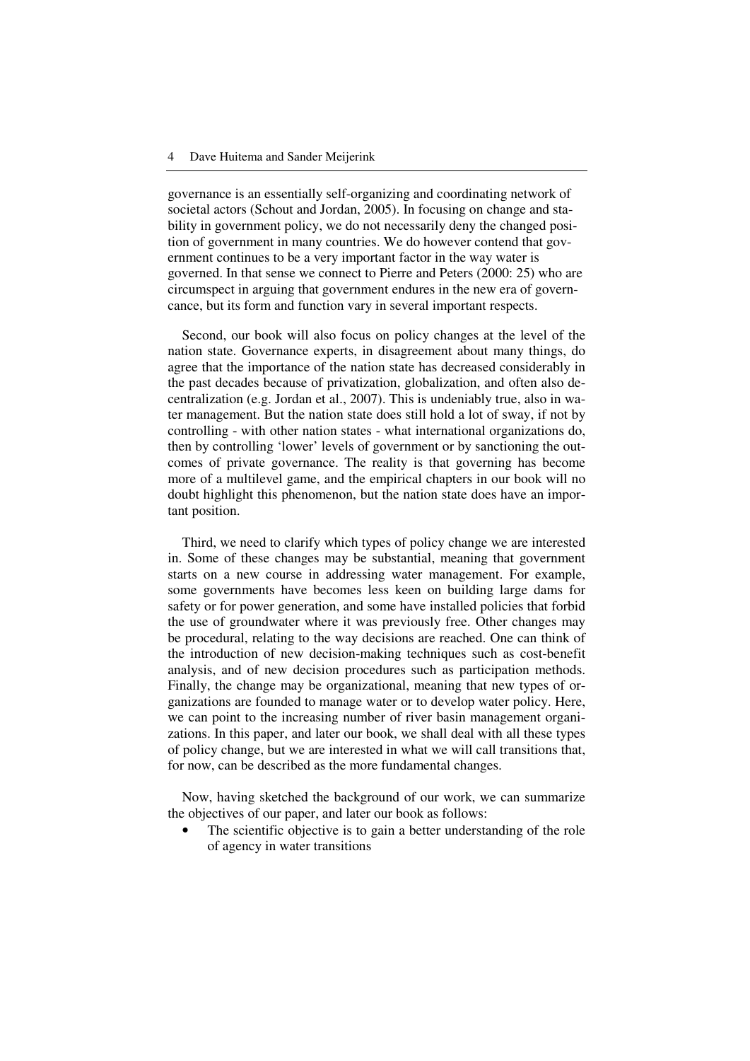governance is an essentially self-organizing and coordinating network of societal actors (Schout and Jordan, 2005). In focusing on change and stability in government policy, we do not necessarily deny the changed position of government in many countries. We do however contend that government continues to be a very important factor in the way water is governed. In that sense we connect to Pierre and Peters (2000: 25) who are circumspect in arguing that government endures in the new era of governcance, but its form and function vary in several important respects.

Second, our book will also focus on policy changes at the level of the nation state. Governance experts, in disagreement about many things, do agree that the importance of the nation state has decreased considerably in the past decades because of privatization, globalization, and often also decentralization (e.g. Jordan et al., 2007). This is undeniably true, also in water management. But the nation state does still hold a lot of sway, if not by controlling - with other nation states - what international organizations do, then by controlling 'lower' levels of government or by sanctioning the outcomes of private governance. The reality is that governing has become more of a multilevel game, and the empirical chapters in our book will no doubt highlight this phenomenon, but the nation state does have an important position.

Third, we need to clarify which types of policy change we are interested in. Some of these changes may be substantial, meaning that government starts on a new course in addressing water management. For example, some governments have becomes less keen on building large dams for safety or for power generation, and some have installed policies that forbid the use of groundwater where it was previously free. Other changes may be procedural, relating to the way decisions are reached. One can think of the introduction of new decision-making techniques such as cost-benefit analysis, and of new decision procedures such as participation methods. Finally, the change may be organizational, meaning that new types of organizations are founded to manage water or to develop water policy. Here, we can point to the increasing number of river basin management organizations. In this paper, and later our book, we shall deal with all these types of policy change, but we are interested in what we will call transitions that, for now, can be described as the more fundamental changes.

Now, having sketched the background of our work, we can summarize the objectives of our paper, and later our book as follows:

- The scientific objective is to gain a better understanding of the role of agency in water transitions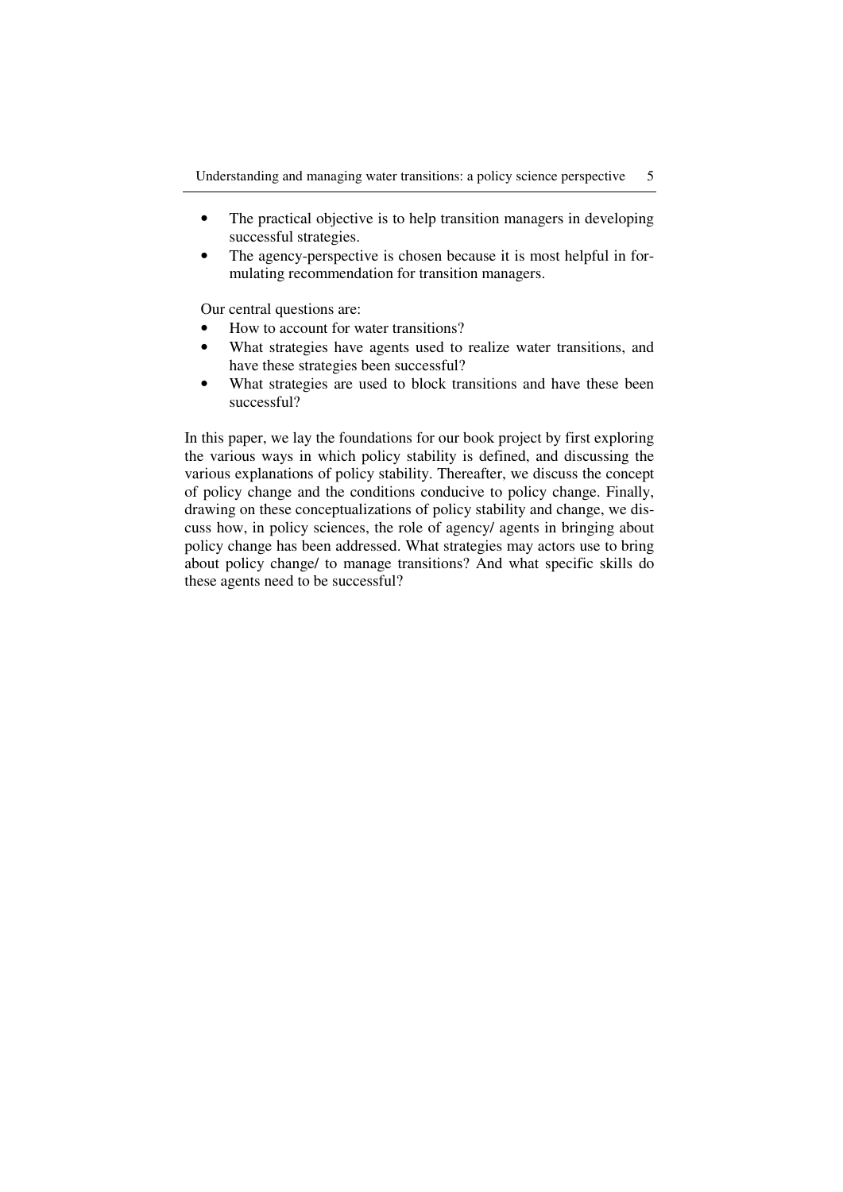- The practical objective is to help transition managers in developing successful strategies.
- The agency-perspective is chosen because it is most helpful in formulating recommendation for transition managers.

Our central questions are:

- How to account for water transitions?
- What strategies have agents used to realize water transitions, and have these strategies been successful?
- What strategies are used to block transitions and have these been successful?

In this paper, we lay the foundations for our book project by first exploring the various ways in which policy stability is defined, and discussing the various explanations of policy stability. Thereafter, we discuss the concept of policy change and the conditions conducive to policy change. Finally, drawing on these conceptualizations of policy stability and change, we discuss how, in policy sciences, the role of agency/ agents in bringing about policy change has been addressed. What strategies may actors use to bring about policy change/ to manage transitions? And what specific skills do these agents need to be successful?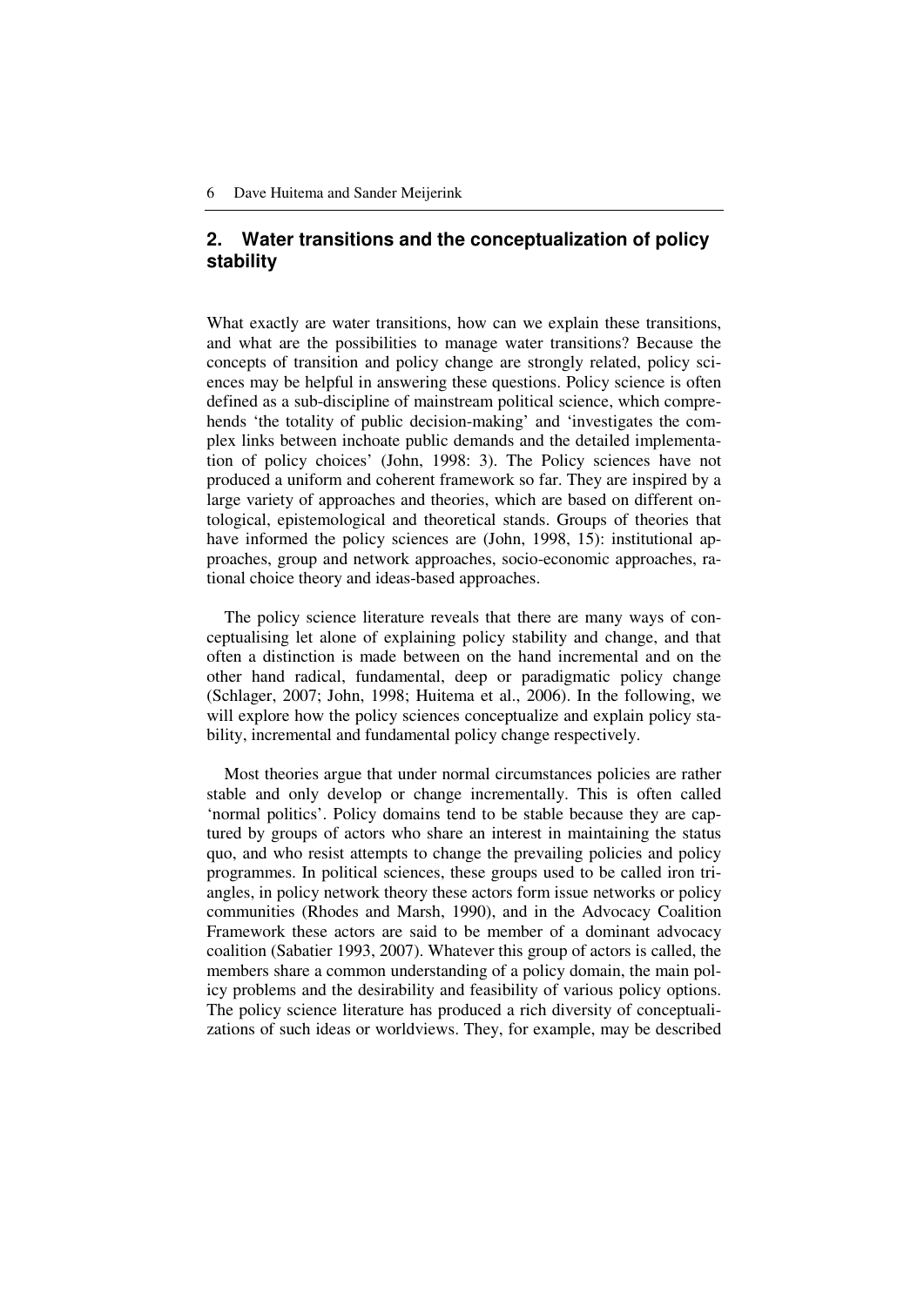## 2. Water transitions and the conceptualization of policy stability

What exactly are water transitions, how can we explain these transitions, and what are the possibilities to manage water transitions? Because the concepts of transition and policy change are strongly related, policy sciences may be helpful in answering these questions. Policy science is often defined as a sub-discipline of mainstream political science, which comprehends 'the totality of public decision-making' and 'investigates the complex links between inchoate public demands and the detailed implementation of policy choices' (John, 1998: 3). The Policy sciences have not produced a uniform and coherent framework so far. They are inspired by a large variety of approaches and theories, which are based on different ontological, epistemological and theoretical stands. Groups of theories that have informed the policy sciences are (John, 1998, 15): institutional approaches, group and network approaches, socio-economic approaches, rational choice theory and ideas-based approaches.

The policy science literature reveals that there are many ways of conceptualising let alone of explaining policy stability and change, and that often a distinction is made between on the hand incremental and on the other hand radical, fundamental, deep or paradigmatic policy change (Schlager, 2007; John, 1998; Huitema et al., 2006). In the following, we will explore how the policy sciences conceptualize and explain policy stability, incremental and fundamental policy change respectively.

Most theories argue that under normal circumstances policies are rather stable and only develop or change incrementally. This is often called 'normal politics'. Policy domains tend to be stable because they are captured by groups of actors who share an interest in maintaining the status quo, and who resist attempts to change the prevailing policies and policy programmes. In political sciences, these groups used to be called iron triangles, in policy network theory these actors form issue networks or policy communities (Rhodes and Marsh, 1990), and in the Advocacy Coalition Framework these actors are said to be member of a dominant advocacy coalition (Sabatier 1993, 2007). Whatever this group of actors is called, the members share a common understanding of a policy domain, the main policy problems and the desirability and feasibility of various policy options. The policy science literature has produced a rich diversity of conceptualizations of such ideas or worldviews. They, for example, may be described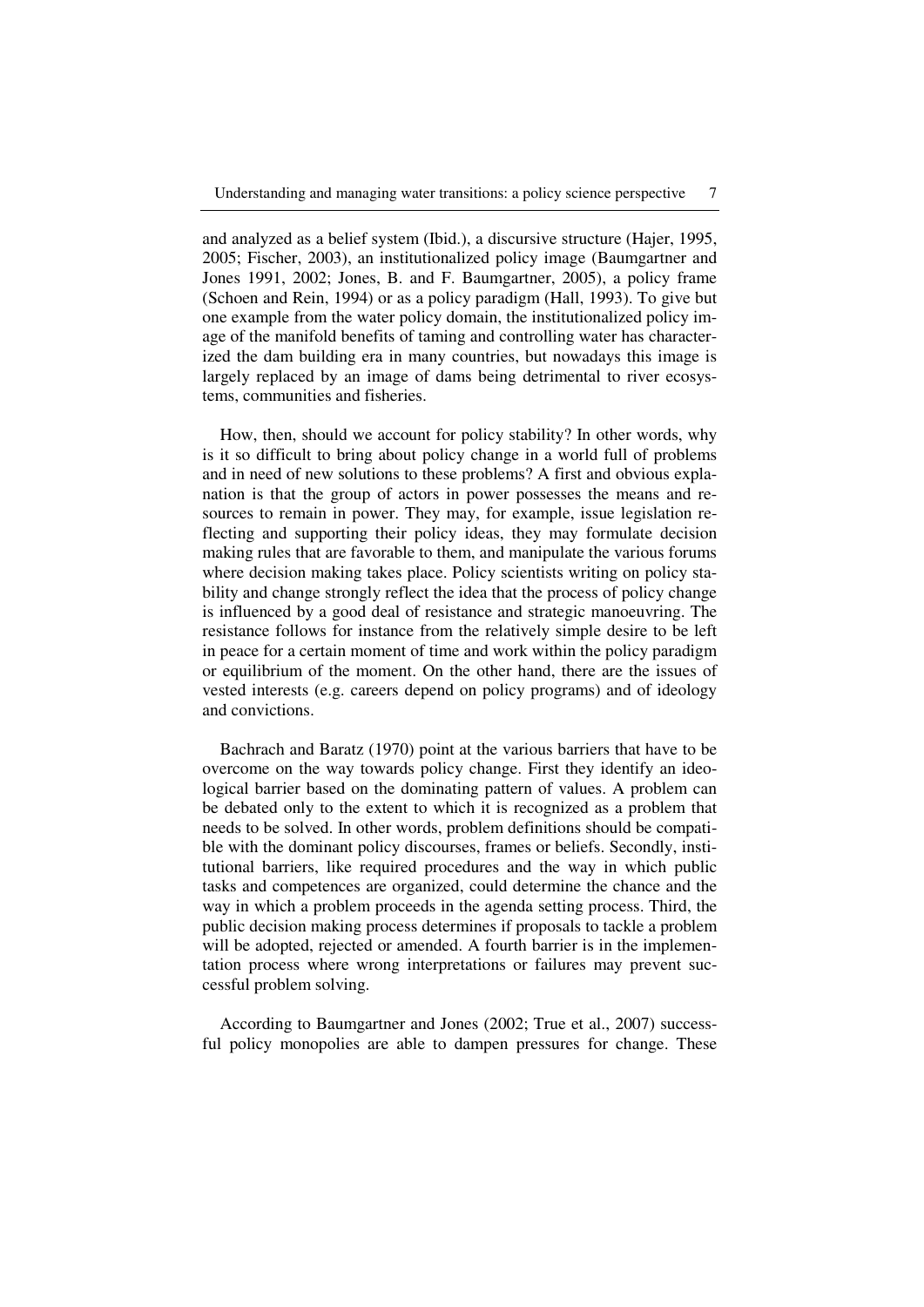and analyzed as a belief system (Ibid.), a discursive structure (Hajer, 1995, 2005; Fischer, 2003), an institutionalized policy image (Baumgartner and Jones 1991, 2002; Jones, B. and F. Baumgartner, 2005), a policy frame (Schoen and Rein, 1994) or as a policy paradigm (Hall, 1993). To give but one example from the water policy domain, the institutionalized policy image of the manifold benefits of taming and controlling water has characterized the dam building era in many countries, but nowadays this image is largely replaced by an image of dams being detrimental to river ecosystems, communities and fisheries.

How, then, should we account for policy stability? In other words, why is it so difficult to bring about policy change in a world full of problems and in need of new solutions to these problems? A first and obvious explanation is that the group of actors in power possesses the means and resources to remain in power. They may, for example, issue legislation reflecting and supporting their policy ideas, they may formulate decision making rules that are favorable to them, and manipulate the various forums where decision making takes place. Policy scientists writing on policy stability and change strongly reflect the idea that the process of policy change is influenced by a good deal of resistance and strategic manoeuvring. The resistance follows for instance from the relatively simple desire to be left in peace for a certain moment of time and work within the policy paradigm or equilibrium of the moment. On the other hand, there are the issues of vested interests (e.g. careers depend on policy programs) and of ideology and convictions.

Bachrach and Baratz (1970) point at the various barriers that have to be overcome on the way towards policy change. First they identify an ideological barrier based on the dominating pattern of values. A problem can be debated only to the extent to which it is recognized as a problem that needs to be solved. In other words, problem definitions should be compatible with the dominant policy discourses, frames or beliefs. Secondly, institutional barriers, like required procedures and the way in which public tasks and competences are organized, could determine the chance and the way in which a problem proceeds in the agenda setting process. Third, the public decision making process determines if proposals to tackle a problem will be adopted, rejected or amended. A fourth barrier is in the implementation process where wrong interpretations or failures may prevent successful problem solving.

According to Baumgartner and Jones (2002; True et al., 2007) successful policy monopolies are able to dampen pressures for change. These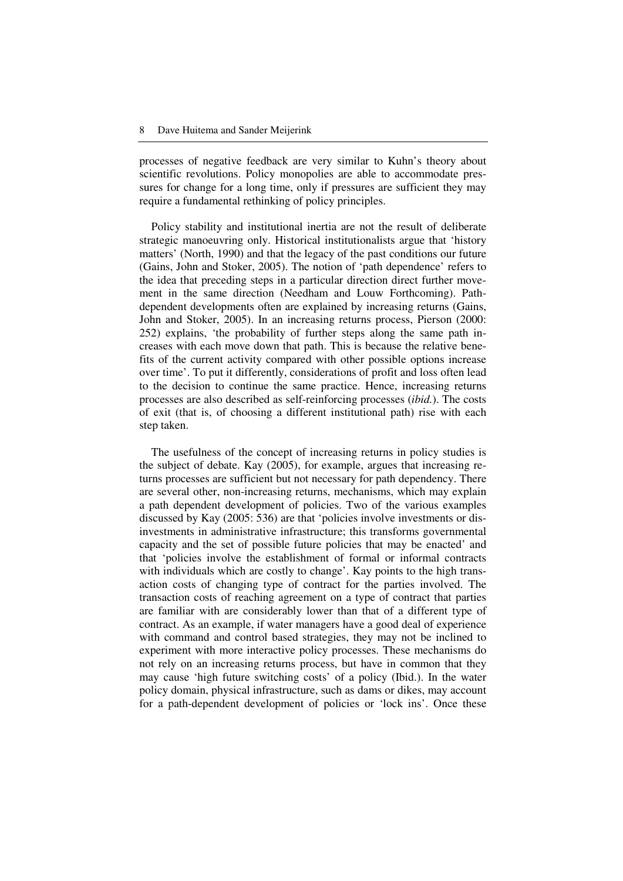processes of negative feedback are very similar to Kuhn's theory about scientific revolutions. Policy monopolies are able to accommodate pressures for change for a long time, only if pressures are sufficient they may require a fundamental rethinking of policy principles.

Policy stability and institutional inertia are not the result of deliberate strategic manoeuvring only. Historical institutionalists argue that 'history matters' (North, 1990) and that the legacy of the past conditions our future (Gains, John and Stoker, 2005). The notion of 'path dependence' refers to the idea that preceding steps in a particular direction direct further movement in the same direction (Needham and Louw Forthcoming). Path-dependent developments often are explained by increasing returns (Gains, John and Stoker, 2005). In an increasing returns process, Pierson (2000: 252) explains, 'the probability of further steps along the same path increases with each move down that path. This is because the relative benefits of the current activity compared with other possible options increase over time'. To put it differently, considerations of profit and loss often lead to the decision to continue the same practice. Hence, increasing returns processes are also described as self-reinforcing processes (*ibid.*). The costs of exit (that is, of choosing a different institutional path) rise with each step taken.

The usefulness of the concept of increasing returns in policy studies is the subject of debate. Kay (2005), for example, argues that increasing returns processes are sufficient but not necessary for path dependency. There are several other, non-increasing returns, mechanisms, which may explain a path dependent development of policies. Two of the various examples discussed by Kay (2005: 536) are that 'policies involve investments or disinvestments in administrative infrastructure; this transforms governmental capacity and the set of possible future policies that may be enacted' and that 'policies involve the establishment of formal or informal contracts with individuals which are costly to change'. Kay points to the high transaction costs of changing type of contract for the parties involved. The transaction costs of reaching agreement on a type of contract that parties are familiar with are considerably lower than that of a different type of contract. As an example, if water managers have a good deal of experience with command and control based strategies, they may not be inclined to experiment with more interactive policy processes. These mechanisms do not rely on an increasing returns process, but have in common that they may cause 'high future switching costs' of a policy (Ibid.). In the water policy domain, physical infrastructure, such as dams or dikes, may account for a path-dependent development of policies or 'lock ins'. Once these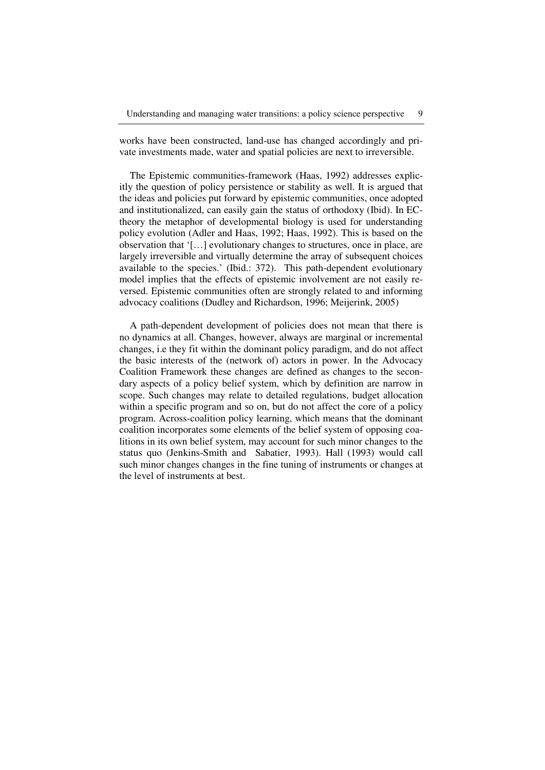works have been constructed, land-use has changed accordingly and private investments made, water and spatial policies are next to irreversible.

The Epistemic communities-framework (Haas, 1992) addresses explicitly the question of policy persistence or stability as well. It is argued that the ideas and policies put forward by epistemic communities, once adopted and institutionalized, can easily gain the status of orthodoxy (Ibid). In EC-theory the metaphor of developmental biology is used for understanding policy evolution (Adler and Haas, 1992; Haas, 1992). This is based on the observation that '[…] evolutionary changes to structures, once in place, are largely irreversible and virtually determine the array of subsequent choices available to the species.' (Ibid.: 372). This path-dependent evolutionary model implies that the effects of epistemic involvement are not easily reversed. Epistemic communities often are strongly related to and informing advocacy coalitions (Dudley and Richardson, 1996; Meijerink, 2005)

A path-dependent development of policies does not mean that there is no dynamics at all. Changes, however, always are marginal or incremental changes, i.e they fit within the dominant policy paradigm, and do not affect the basic interests of the (network of) actors in power. In the Advocacy Coalition Framework these changes are defined as changes to the secondary aspects of a policy belief system, which by definition are narrow in scope. Such changes may relate to detailed regulations, budget allocation within a specific program and so on, but do not affect the core of a policy program. Across-coalition policy learning, which means that the dominant coalition incorporates some elements of the belief system of opposing coalitions in its own belief system, may account for such minor changes to the status quo (Jenkins-Smith and Sabatier, 1993). Hall (1993) would call such minor changes changes in the fine tuning of instruments or changes at the level of instruments at best.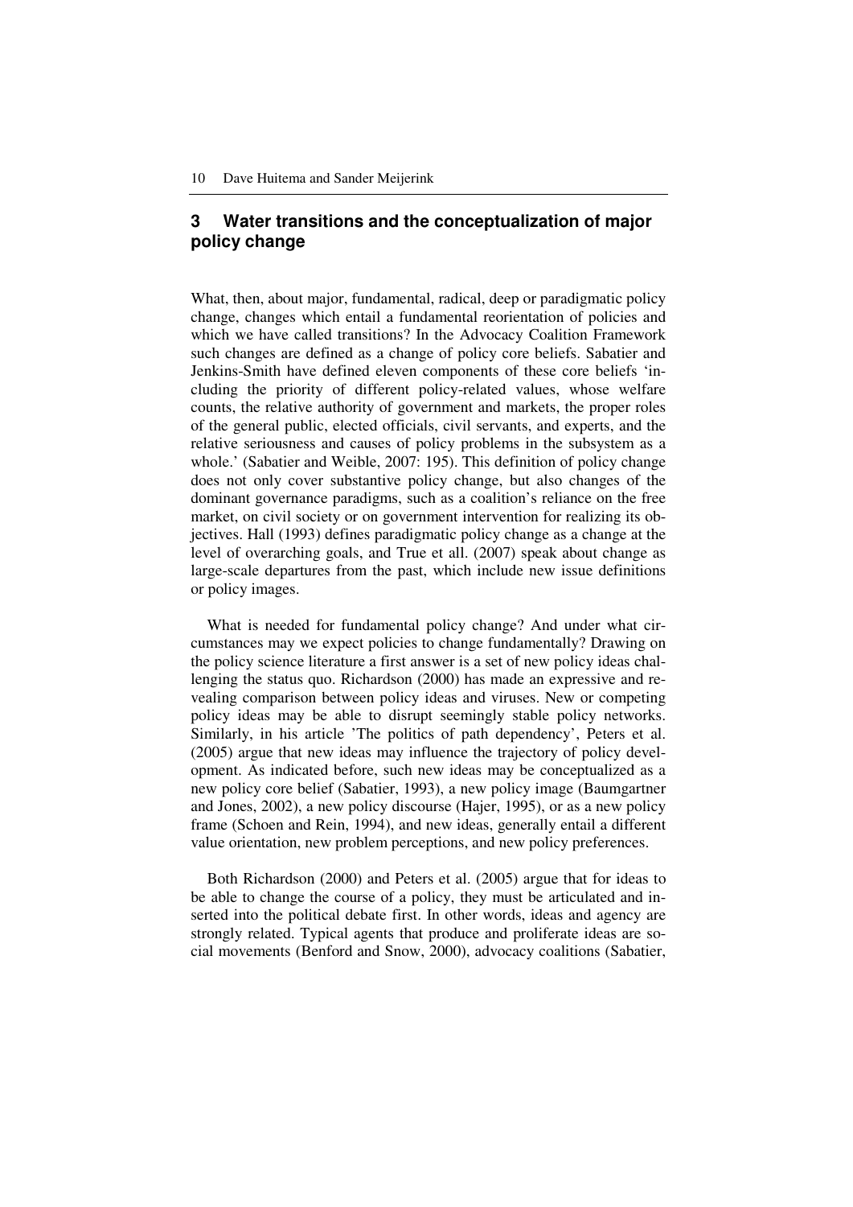## 3 Water transitions and the conceptualization of major policy change

What, then, about major, fundamental, radical, deep or paradigmatic policy change, changes which entail a fundamental reorientation of policies and which we have called transitions? In the Advocacy Coalition Framework such changes are defined as a change of policy core beliefs. Sabatier and Jenkins-Smith have defined eleven components of these core beliefs 'including the priority of different policy-related values, whose welfare counts, the relative authority of government and markets, the proper roles of the general public, elected officials, civil servants, and experts, and the relative seriousness and causes of policy problems in the subsystem as a whole.' (Sabatier and Weible, 2007: 195). This definition of policy change does not only cover substantive policy change, but also changes of the dominant governance paradigms, such as a coalition's reliance on the free market, on civil society or on government intervention for realizing its objectives. Hall (1993) defines paradigmatic policy change as a change at the level of overarching goals, and True et all. (2007) speak about change as large-scale departures from the past, which include new issue definitions or policy images.

What is needed for fundamental policy change? And under what circumstances may we expect policies to change fundamentally? Drawing on the policy science literature a first answer is a set of new policy ideas challenging the status quo. Richardson (2000) has made an expressive and revealing comparison between policy ideas and viruses. New or competing policy ideas may be able to disrupt seemingly stable policy networks. Similarly, in his article 'The politics of path dependency', Peters et al. (2005) argue that new ideas may influence the trajectory of policy development. As indicated before, such new ideas may be conceptualized as a new policy core belief (Sabatier, 1993), a new policy image (Baumgartner and Jones, 2002), a new policy discourse (Hajer, 1995), or as a new policy frame (Schoen and Rein, 1994), and new ideas, generally entail a different value orientation, new problem perceptions, and new policy preferences.

Both Richardson (2000) and Peters et al. (2005) argue that for ideas to be able to change the course of a policy, they must be articulated and inserted into the political debate first. In other words, ideas and agency are strongly related. Typical agents that produce and proliferate ideas are social movements (Benford and Snow, 2000), advocacy coalitions (Sabatier,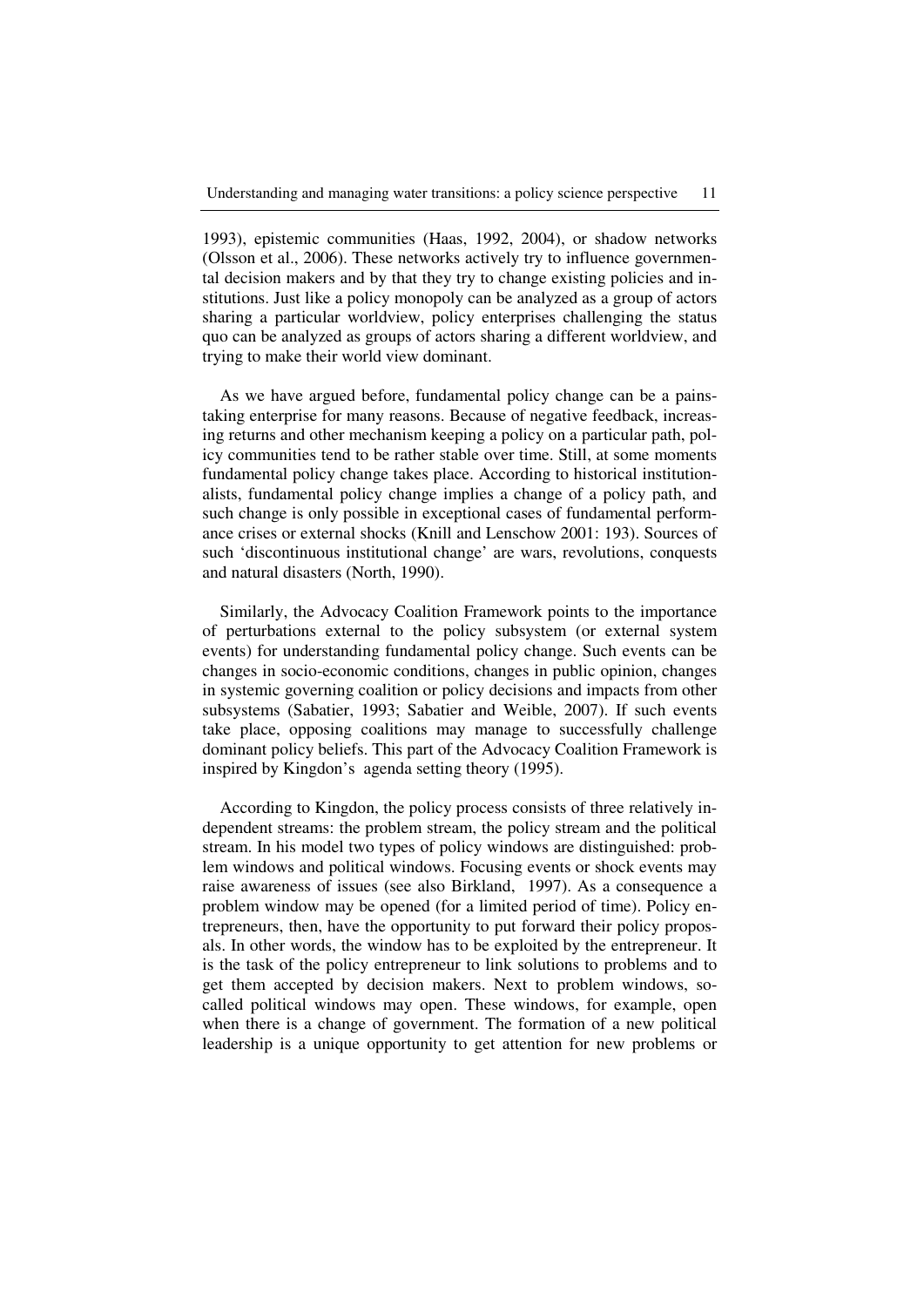1993), epistemic communities (Haas, 1992, 2004), or shadow networks (Olsson et al., 2006). These networks actively try to influence governmental decision makers and by that they try to change existing policies and institutions. Just like a policy monopoly can be analyzed as a group of actors sharing a particular worldview, policy enterprises challenging the status quo can be analyzed as groups of actors sharing a different worldview, and trying to make their world view dominant.

As we have argued before, fundamental policy change can be a painstaking enterprise for many reasons. Because of negative feedback, increasing returns and other mechanism keeping a policy on a particular path, policy communities tend to be rather stable over time. Still, at some moments fundamental policy change takes place. According to historical institutionalists, fundamental policy change implies a change of a policy path, and such change is only possible in exceptional cases of fundamental performance crises or external shocks (Knill and Lenschow 2001: 193). Sources of such 'discontinuous institutional change' are wars, revolutions, conquests and natural disasters (North, 1990).

Similarly, the Advocacy Coalition Framework points to the importance of perturbations external to the policy subsystem (or external system events) for understanding fundamental policy change. Such events can be changes in socio-economic conditions, changes in public opinion, changes in systemic governing coalition or policy decisions and impacts from other subsystems (Sabatier, 1993; Sabatier and Weible, 2007). If such events take place, opposing coalitions may manage to successfully challenge dominant policy beliefs. This part of the Advocacy Coalition Framework is inspired by Kingdon's agenda setting theory (1995).

According to Kingdon, the policy process consists of three relatively independent streams: the problem stream, the policy stream and the political stream. In his model two types of policy windows are distinguished: problem windows and political windows. Focusing events or shock events may raise awareness of issues (see also Birkland, 1997). As a consequence a problem window may be opened (for a limited period of time). Policy entrepreneurs, then, have the opportunity to put forward their policy proposals. In other words, the window has to be exploited by the entrepreneur. It is the task of the policy entrepreneur to link solutions to problems and to get them accepted by decision makers. Next to problem windows, so-called political windows may open. These windows, for example, open when there is a change of government. The formation of a new political leadership is a unique opportunity to get attention for new problems or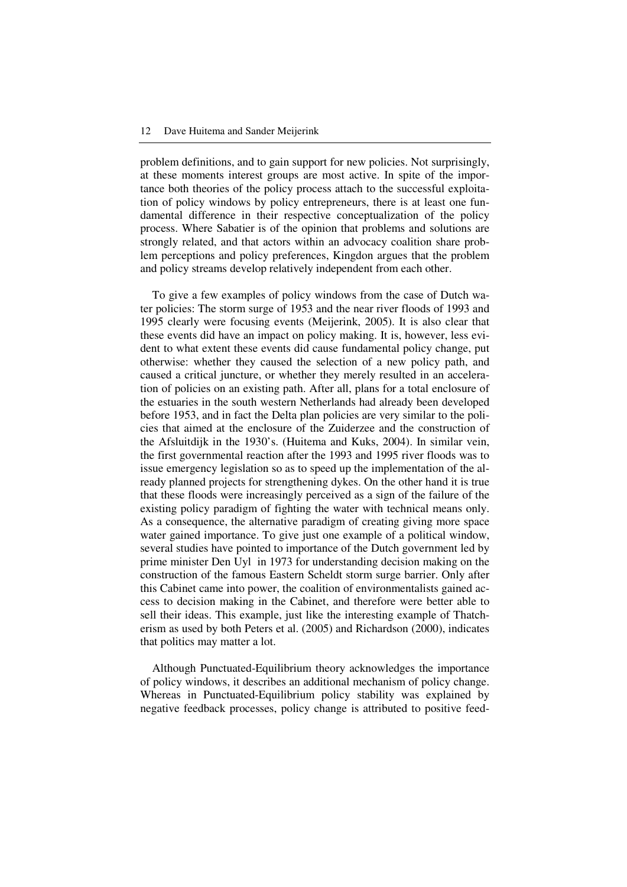problem definitions, and to gain support for new policies. Not surprisingly, at these moments interest groups are most active. In spite of the importance both theories of the policy process attach to the successful exploitation of policy windows by policy entrepreneurs, there is at least one fundamental difference in their respective conceptualization of the policy process. Where Sabatier is of the opinion that problems and solutions are strongly related, and that actors within an advocacy coalition share problem perceptions and policy preferences, Kingdon argues that the problem and policy streams develop relatively independent from each other.

To give a few examples of policy windows from the case of Dutch water policies: The storm surge of 1953 and the near river floods of 1993 and 1995 clearly were focusing events (Meijerink, 2005). It is also clear that these events did have an impact on policy making. It is, however, less evident to what extent these events did cause fundamental policy change, put otherwise: whether they caused the selection of a new policy path, and caused a critical juncture, or whether they merely resulted in an acceleration of policies on an existing path. After all, plans for a total enclosure of the estuaries in the south western Netherlands had already been developed before 1953, and in fact the Delta plan policies are very similar to the policies that aimed at the enclosure of the Zuiderzee and the construction of the Afsluitdijk in the 1930's. (Huitema and Kuks, 2004). In similar vein, the first governmental reaction after the 1993 and 1995 river floods was to issue emergency legislation so as to speed up the implementation of the already planned projects for strengthening dykes. On the other hand it is true that these floods were increasingly perceived as a sign of the failure of the existing policy paradigm of fighting the water with technical means only. As a consequence, the alternative paradigm of creating giving more space water gained importance. To give just one example of a political window, several studies have pointed to importance of the Dutch government led by prime minister Den Uyl in 1973 for understanding decision making on the construction of the famous Eastern Scheldt storm surge barrier. Only after this Cabinet came into power, the coalition of environmentalists gained access to decision making in the Cabinet, and therefore were better able to sell their ideas. This example, just like the interesting example of Thatcherism as used by both Peters et al. (2005) and Richardson (2000), indicates that politics may matter a lot.

Although Punctuated-Equilibrium theory acknowledges the importance of policy windows, it describes an additional mechanism of policy change. Whereas in Punctuated-Equilibrium policy stability was explained by negative feedback processes, policy change is attributed to positive feed-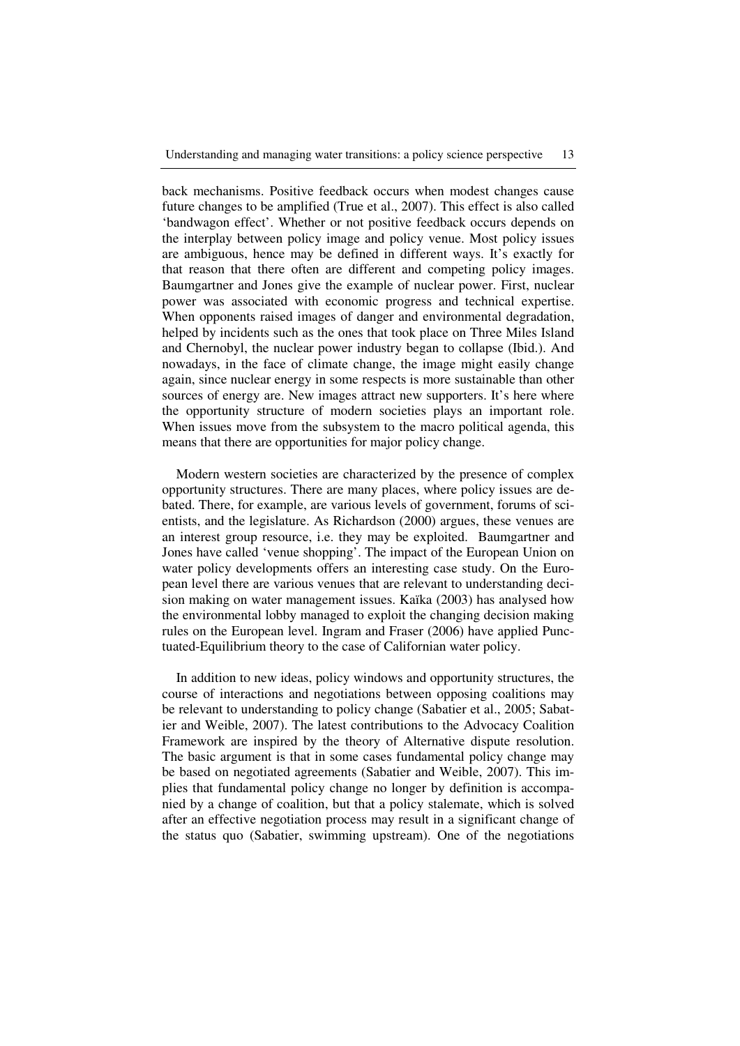back mechanisms. Positive feedback occurs when modest changes cause future changes to be amplified (True et al., 2007). This effect is also called 'bandwagon effect'. Whether or not positive feedback occurs depends on the interplay between policy image and policy venue. Most policy issues are ambiguous, hence may be defined in different ways. It's exactly for that reason that there often are different and competing policy images. Baumgartner and Jones give the example of nuclear power. First, nuclear power was associated with economic progress and technical expertise. When opponents raised images of danger and environmental degradation, helped by incidents such as the ones that took place on Three Miles Island and Chernobyl, the nuclear power industry began to collapse (Ibid.). And nowadays, in the face of climate change, the image might easily change again, since nuclear energy in some respects is more sustainable than other sources of energy are. New images attract new supporters. It's here where the opportunity structure of modern societies plays an important role. When issues move from the subsystem to the macro political agenda, this means that there are opportunities for major policy change.

Modern western societies are characterized by the presence of complex opportunity structures. There are many places, where policy issues are debated. There, for example, are various levels of government, forums of scientists, and the legislature. As Richardson (2000) argues, these venues are an interest group resource, i.e. they may be exploited. Baumgartner and Jones have called 'venue shopping'. The impact of the European Union on water policy developments offers an interesting case study. On the European level there are various venues that are relevant to understanding decision making on water management issues. Kaïka (2003) has analysed how the environmental lobby managed to exploit the changing decision making rules on the European level. Ingram and Fraser (2006) have applied Punctuated-Equilibrium theory to the case of Californian water policy.

In addition to new ideas, policy windows and opportunity structures, the course of interactions and negotiations between opposing coalitions may be relevant to understanding policy change (Sabatier et al., 2005; Sabatier and Weible, 2007). The latest contributions to the Advocacy Coalition Framework are inspired by the theory of Alternative dispute resolution. The basic argument is that in some cases fundamental policy change may be based on negotiated agreements (Sabatier and Weible, 2007). This implies that fundamental policy change no longer by definition is accompanied by a change of coalition, but that a policy stalemate, which is solved after an effective negotiation process may result in a significant change of the status quo (Sabatier, swimming upstream). One of the negotiations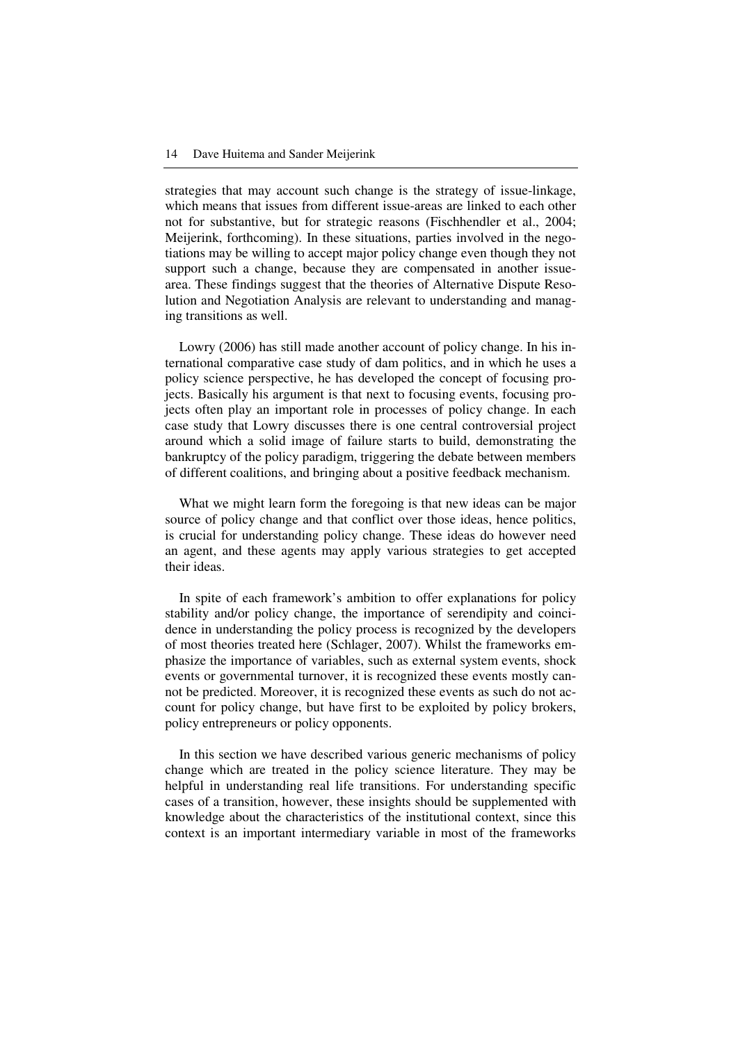strategies that may account such change is the strategy of issue-linkage, which means that issues from different issue-areas are linked to each other not for substantive, but for strategic reasons (Fischhendler et al., 2004; Meijerink, forthcoming). In these situations, parties involved in the negotiations may be willing to accept major policy change even though they not support such a change, because they are compensated in another issue-area. These findings suggest that the theories of Alternative Dispute Resolution and Negotiation Analysis are relevant to understanding and managing transitions as well.

Lowry (2006) has still made another account of policy change. In his international comparative case study of dam politics, and in which he uses a policy science perspective, he has developed the concept of focusing projects. Basically his argument is that next to focusing events, focusing projects often play an important role in processes of policy change. In each case study that Lowry discusses there is one central controversial project around which a solid image of failure starts to build, demonstrating the bankruptcy of the policy paradigm, triggering the debate between members of different coalitions, and bringing about a positive feedback mechanism.

What we might learn form the foregoing is that new ideas can be major source of policy change and that conflict over those ideas, hence politics, is crucial for understanding policy change. These ideas do however need an agent, and these agents may apply various strategies to get accepted their ideas.

In spite of each framework's ambition to offer explanations for policy stability and/or policy change, the importance of serendipity and coincidence in understanding the policy process is recognized by the developers of most theories treated here (Schlager, 2007). Whilst the frameworks emphasize the importance of variables, such as external system events, shock events or governmental turnover, it is recognized these events mostly cannot be predicted. Moreover, it is recognized these events as such do not account for policy change, but have first to be exploited by policy brokers, policy entrepreneurs or policy opponents.

In this section we have described various generic mechanisms of policy change which are treated in the policy science literature. They may be helpful in understanding real life transitions. For understanding specific cases of a transition, however, these insights should be supplemented with knowledge about the characteristics of the institutional context, since this context is an important intermediary variable in most of the frameworks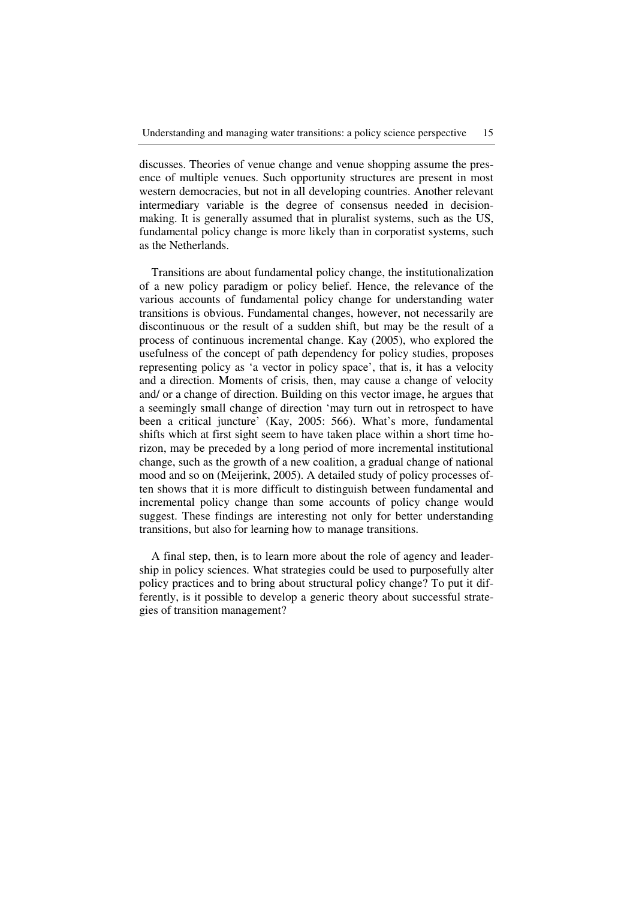discusses. Theories of venue change and venue shopping assume the presence of multiple venues. Such opportunity structures are present in most western democracies, but not in all developing countries. Another relevant intermediary variable is the degree of consensus needed in decision-making. It is generally assumed that in pluralist systems, such as the US, fundamental policy change is more likely than in corporatist systems, such as the Netherlands.

Transitions are about fundamental policy change, the institutionalization of a new policy paradigm or policy belief. Hence, the relevance of the various accounts of fundamental policy change for understanding water transitions is obvious. Fundamental changes, however, not necessarily are discontinuous or the result of a sudden shift, but may be the result of a process of continuous incremental change. Kay (2005), who explored the usefulness of the concept of path dependency for policy studies, proposes representing policy as 'a vector in policy space', that is, it has a velocity and a direction. Moments of crisis, then, may cause a change of velocity and/ or a change of direction. Building on this vector image, he argues that a seemingly small change of direction 'may turn out in retrospect to have been a critical juncture' (Kay, 2005: 566). What's more, fundamental shifts which at first sight seem to have taken place within a short time horizon, may be preceded by a long period of more incremental institutional change, such as the growth of a new coalition, a gradual change of national mood and so on (Meijerink, 2005). A detailed study of policy processes often shows that it is more difficult to distinguish between fundamental and incremental policy change than some accounts of policy change would suggest. These findings are interesting not only for better understanding transitions, but also for learning how to manage transitions.

A final step, then, is to learn more about the role of agency and leadership in policy sciences. What strategies could be used to purposefully alter policy practices and to bring about structural policy change? To put it differently, is it possible to develop a generic theory about successful strategies of transition management?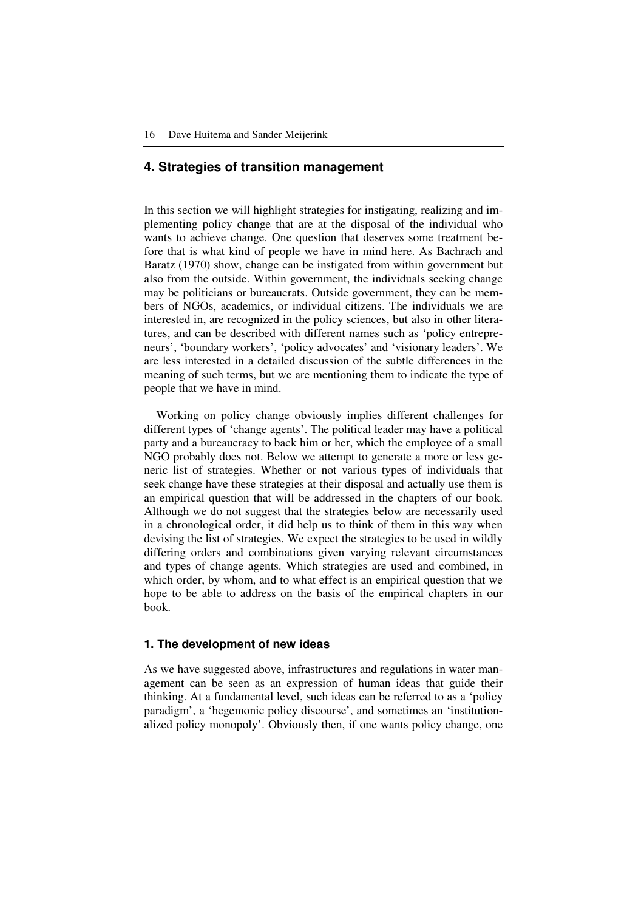## 4. Strategies of transition management

In this section we will highlight strategies for instigating, realizing and implementing policy change that are at the disposal of the individual who wants to achieve change. One question that deserves some treatment before that is what kind of people we have in mind here. As Bachrach and Baratz (1970) show, change can be instigated from within government but also from the outside. Within government, the individuals seeking change may be politicians or bureaucrats. Outside government, they can be members of NGOs, academics, or individual citizens. The individuals we are interested in, are recognized in the policy sciences, but also in other literatures, and can be described with different names such as 'policy entrepreneurs', 'boundary workers', 'policy advocates' and 'visionary leaders'. We are less interested in a detailed discussion of the subtle differences in the meaning of such terms, but we are mentioning them to indicate the type of people that we have in mind.

Working on policy change obviously implies different challenges for different types of 'change agents'. The political leader may have a political party and a bureaucracy to back him or her, which the employee of a small NGO probably does not. Below we attempt to generate a more or less generic list of strategies. Whether or not various types of individuals that seek change have these strategies at their disposal and actually use them is an empirical question that will be addressed in the chapters of our book. Although we do not suggest that the strategies below are necessarily used in a chronological order, it did help us to think of them in this way when devising the list of strategies. We expect the strategies to be used in wildly differing orders and combinations given varying relevant circumstances and types of change agents. Which strategies are used and combined, in which order, by whom, and to what effect is an empirical question that we hope to be able to address on the basis of the empirical chapters in our book.

### 1. The development of new ideas

As we have suggested above, infrastructures and regulations in water management can be seen as an expression of human ideas that guide their thinking. At a fundamental level, such ideas can be referred to as a 'policy paradigm', a 'hegemonic policy discourse', and sometimes an 'institutionalized policy monopoly'. Obviously then, if one wants policy change, one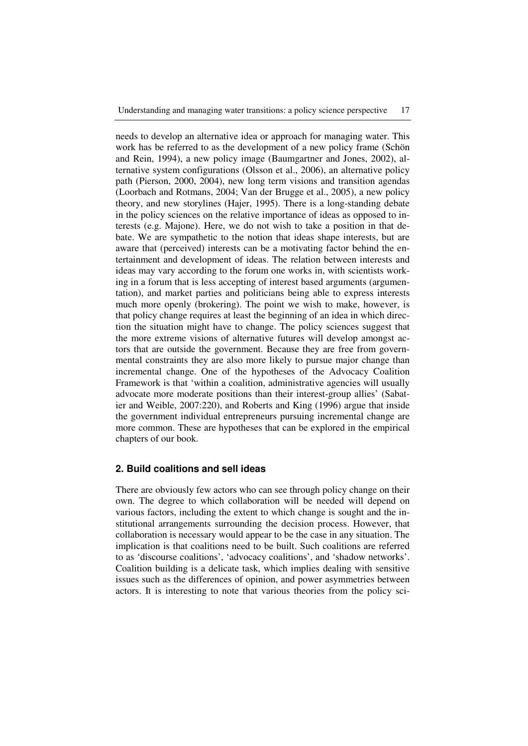needs to develop an alternative idea or approach for managing water. This work has be referred to as the development of a new policy frame (Schön and Rein, 1994), a new policy image (Baumgartner and Jones, 2002), alternative system configurations (Olsson et al., 2006), an alternative policy path (Pierson, 2000, 2004), new long term visions and transition agendas (Loorbach and Rotmans, 2004; Van der Brugge et al., 2005), a new policy theory, and new storylines (Hajer, 1995). There is a long-standing debate in the policy sciences on the relative importance of ideas as opposed to interests (e.g. Majone). Here, we do not wish to take a position in that debate. We are sympathetic to the notion that ideas shape interests, but are aware that (perceived) interests can be a motivating factor behind the entertainment and development of ideas. The relation between interests and ideas may vary according to the forum one works in, with scientists working in a forum that is less accepting of interest based arguments (argumentation), and market parties and politicians being able to express interests much more openly (brokering). The point we wish to make, however, is that policy change requires at least the beginning of an idea in which direction the situation might have to change. The policy sciences suggest that the more extreme visions of alternative futures will develop amongst actors that are outside the government. Because they are free from governmental constraints they are also more likely to pursue major change than incremental change. One of the hypotheses of the Advocacy Coalition Framework is that 'within a coalition, administrative agencies will usually advocate more moderate positions than their interest-group allies' (Sabatier and Weible, 2007:220), and Roberts and King (1996) argue that inside the government individual entrepreneurs pursuing incremental change are more common. These are hypotheses that can be explored in the empirical chapters of our book.

### 2. Build coalitions and sell ideas

There are obviously few actors who can see through policy change on their own. The degree to which collaboration will be needed will depend on various factors, including the extent to which change is sought and the institutional arrangements surrounding the decision process. However, that collaboration is necessary would appear to be the case in any situation. The implication is that coalitions need to be built. Such coalitions are referred to as 'discourse coalitions', 'advocacy coalitions', and 'shadow networks'. Coalition building is a delicate task, which implies dealing with sensitive issues such as the differences of opinion, and power asymmetries between actors. It is interesting to note that various theories from the policy sci-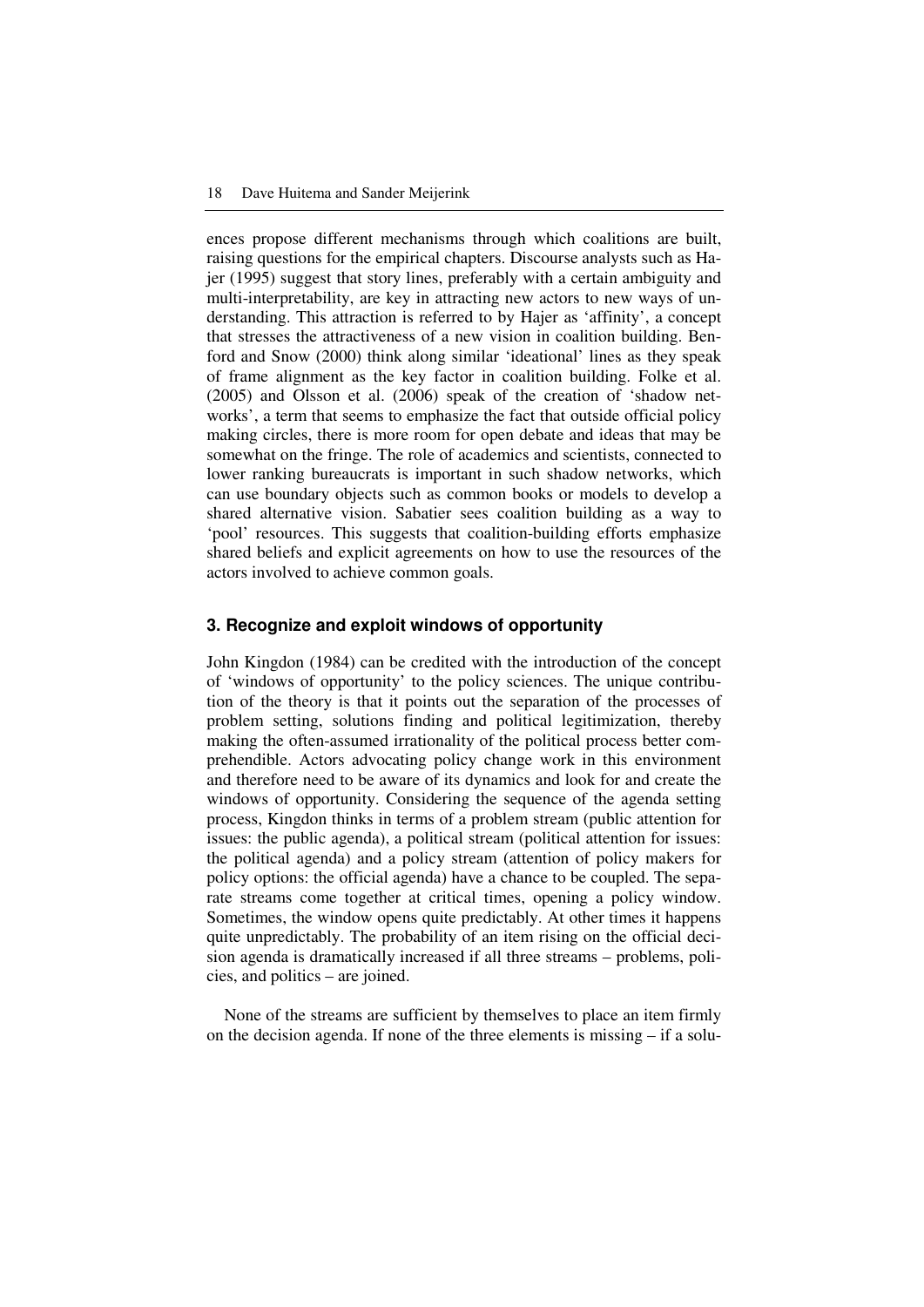ences propose different mechanisms through which coalitions are built, raising questions for the empirical chapters. Discourse analysts such as Hajer (1995) suggest that story lines, preferably with a certain ambiguity and multi-interpretability, are key in attracting new actors to new ways of understanding. This attraction is referred to by Hajer as 'affinity', a concept that stresses the attractiveness of a new vision in coalition building. Benford and Snow (2000) think along similar 'ideational' lines as they speak of frame alignment as the key factor in coalition building. Folke et al. (2005) and Olsson et al. (2006) speak of the creation of 'shadow networks', a term that seems to emphasize the fact that outside official policy making circles, there is more room for open debate and ideas that may be somewhat on the fringe. The role of academics and scientists, connected to lower ranking bureaucrats is important in such shadow networks, which can use boundary objects such as common books or models to develop a shared alternative vision. Sabatier sees coalition building as a way to 'pool' resources. This suggests that coalition-building efforts emphasize shared beliefs and explicit agreements on how to use the resources of the actors involved to achieve common goals.

### 3. Recognize and exploit windows of opportunity

John Kingdon (1984) can be credited with the introduction of the concept of 'windows of opportunity' to the policy sciences. The unique contribution of the theory is that it points out the separation of the processes of problem setting, solutions finding and political legitimization, thereby making the often-assumed irrationality of the political process better comprehendible. Actors advocating policy change work in this environment and therefore need to be aware of its dynamics and look for and create the windows of opportunity. Considering the sequence of the agenda setting process, Kingdon thinks in terms of a problem stream (public attention for issues: the public agenda), a political stream (political attention for issues: the political agenda) and a policy stream (attention of policy makers for policy options: the official agenda) have a chance to be coupled. The separate streams come together at critical times, opening a policy window. Sometimes, the window opens quite predictably. At other times it happens quite unpredictably. The probability of an item rising on the official decision agenda is dramatically increased if all three streams – problems, policies, and politics – are joined.

None of the streams are sufficient by themselves to place an item firmly on the decision agenda. If none of the three elements is missing – if a solu-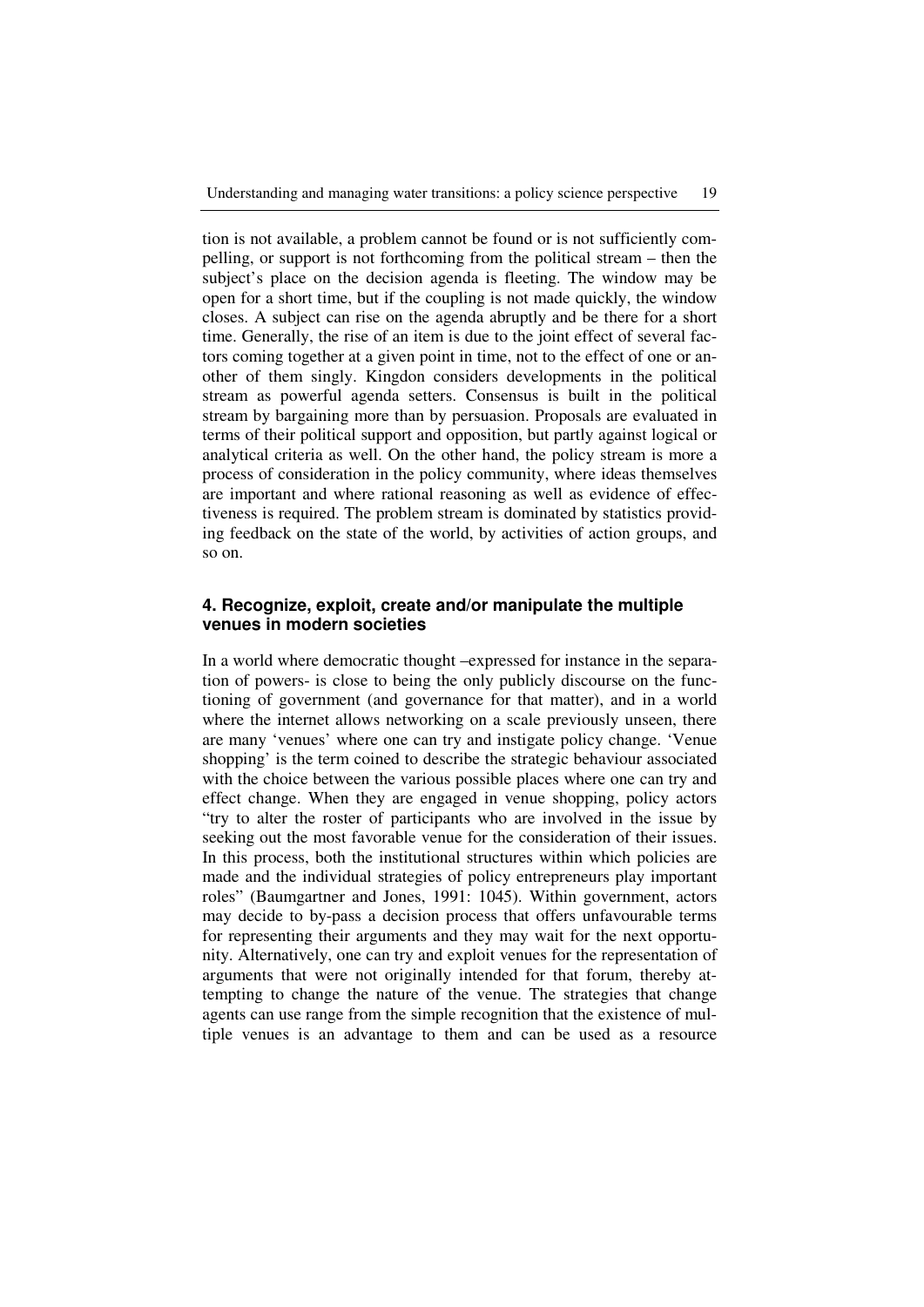tion is not available, a problem cannot be found or is not sufficiently compelling, or support is not forthcoming from the political stream – then the subject's place on the decision agenda is fleeting. The window may be open for a short time, but if the coupling is not made quickly, the window closes. A subject can rise on the agenda abruptly and be there for a short time. Generally, the rise of an item is due to the joint effect of several factors coming together at a given point in time, not to the effect of one or another of them singly. Kingdon considers developments in the political stream as powerful agenda setters. Consensus is built in the political stream by bargaining more than by persuasion. Proposals are evaluated in terms of their political support and opposition, but partly against logical or analytical criteria as well. On the other hand, the policy stream is more a process of consideration in the policy community, where ideas themselves are important and where rational reasoning as well as evidence of effectiveness is required. The problem stream is dominated by statistics providing feedback on the state of the world, by activities of action groups, and so on.

### 4. Recognize, exploit, create and/or manipulate the multiple venues in modern societies

In a world where democratic thought –expressed for instance in the separation of powers- is close to being the only publicly discourse on the functioning of government (and governance for that matter), and in a world where the internet allows networking on a scale previously unseen, there are many 'venues' where one can try and instigate policy change. 'Venue shopping' is the term coined to describe the strategic behaviour associated with the choice between the various possible places where one can try and effect change. When they are engaged in venue shopping, policy actors "try to alter the roster of participants who are involved in the issue by seeking out the most favorable venue for the consideration of their issues. In this process, both the institutional structures within which policies are made and the individual strategies of policy entrepreneurs play important roles" (Baumgartner and Jones, 1991: 1045). Within government, actors may decide to by-pass a decision process that offers unfavourable terms for representing their arguments and they may wait for the next opportunity. Alternatively, one can try and exploit venues for the representation of arguments that were not originally intended for that forum, thereby attempting to change the nature of the venue. The strategies that change agents can use range from the simple recognition that the existence of multiple venues is an advantage to them and can be used as a resource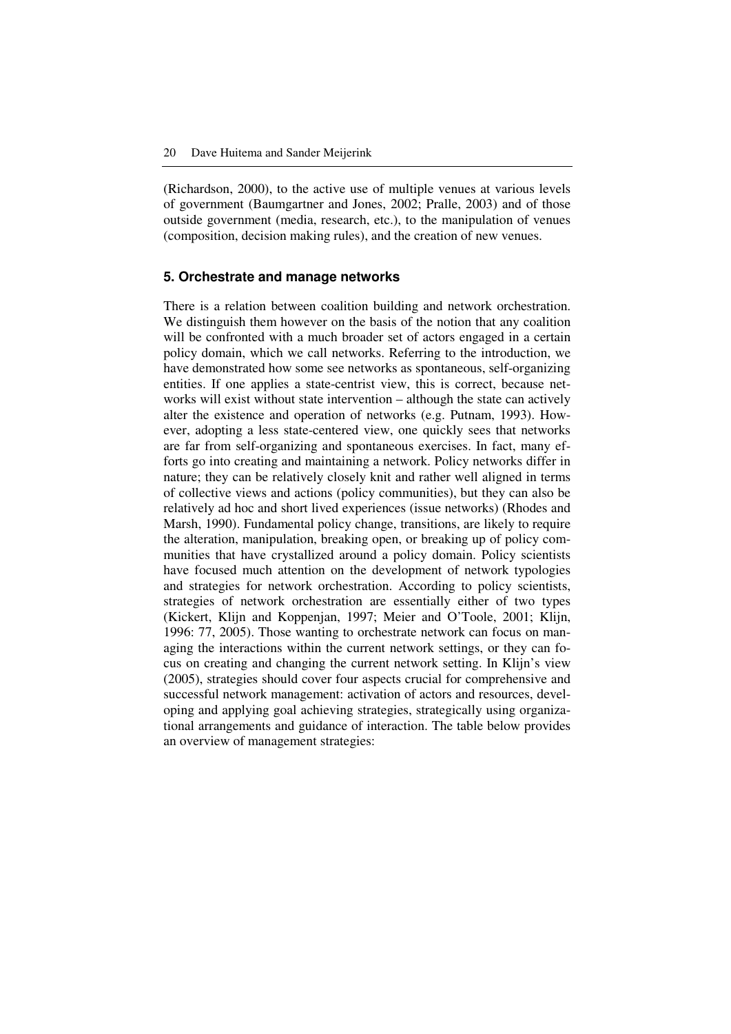(Richardson, 2000), to the active use of multiple venues at various levels of government (Baumgartner and Jones, 2002; Pralle, 2003) and of those outside government (media, research, etc.), to the manipulation of venues (composition, decision making rules), and the creation of new venues.

### 5. Orchestrate and manage networks

There is a relation between coalition building and network orchestration. We distinguish them however on the basis of the notion that any coalition will be confronted with a much broader set of actors engaged in a certain policy domain, which we call networks. Referring to the introduction, we have demonstrated how some see networks as spontaneous, self-organizing entities. If one applies a state-centrist view, this is correct, because networks will exist without state intervention – although the state can actively alter the existence and operation of networks (e.g. Putnam, 1993). However, adopting a less state-centered view, one quickly sees that networks are far from self-organizing and spontaneous exercises. In fact, many efforts go into creating and maintaining a network. Policy networks differ in nature; they can be relatively closely knit and rather well aligned in terms of collective views and actions (policy communities), but they can also be relatively ad hoc and short lived experiences (issue networks) (Rhodes and Marsh, 1990). Fundamental policy change, transitions, are likely to require the alteration, manipulation, breaking open, or breaking up of policy communities that have crystallized around a policy domain. Policy scientists have focused much attention on the development of network typologies and strategies for network orchestration. According to policy scientists, strategies of network orchestration are essentially either of two types (Kickert, Klijn and Koppenjan, 1997; Meier and O'Toole, 2001; Klijn, 1996: 77, 2005). Those wanting to orchestrate network can focus on managing the interactions within the current network settings, or they can focus on creating and changing the current network setting. In Klijn's view (2005), strategies should cover four aspects crucial for comprehensive and successful network management: activation of actors and resources, developing and applying goal achieving strategies, strategically using organizational arrangements and guidance of interaction. The table below provides an overview of management strategies: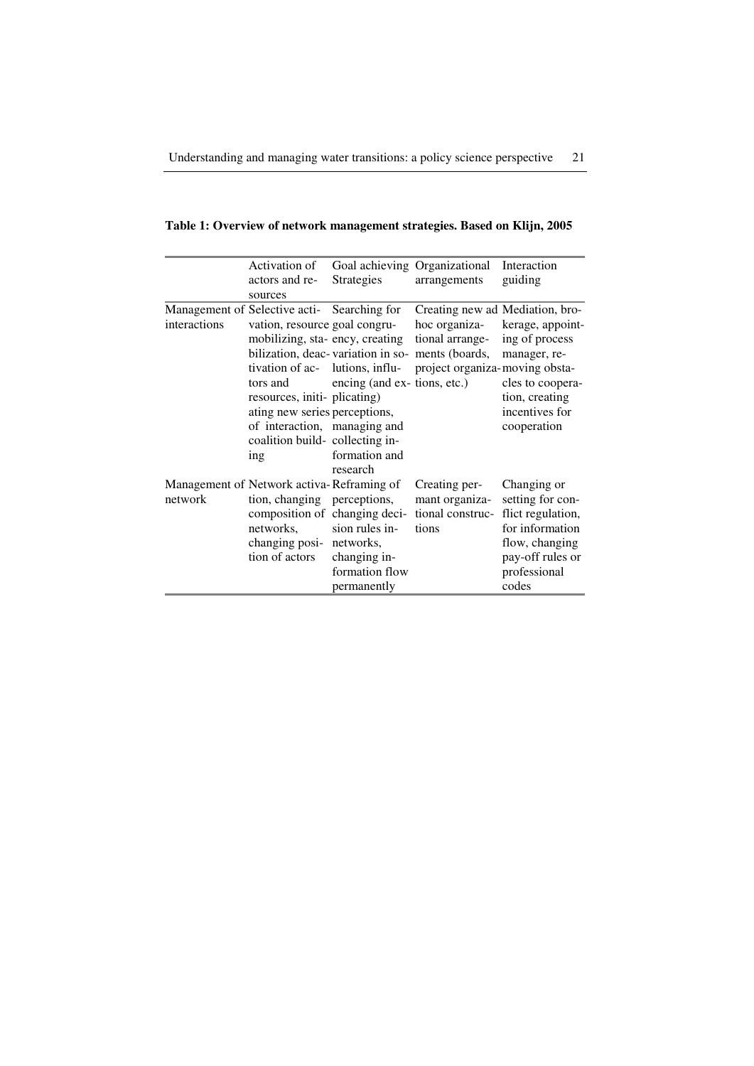**Table 1: Overview of network management strategies. Based on Klijn, 2005**

| | Activation of actors and resources | Goal achieving Strategies | Organizational arrangements | Interaction guiding |
|---|---|---|---|---|
| Management of interactions | Selective activation, resource mobilizing, stabilization, deactivation of actors and resources, initiating new series of interaction, coalition building | Searching for goal congruency, creating variation in solutions, influencing (and explicating) perceptions, managing and collecting information and research | Creating new ad hoc organizational arrangements (boards, project organizations, etc.) | Mediation, brokerage, appointing of process manager, removing obstacles to cooperation, creating incentives for cooperation |
| Management of network | Network activation, changing composition of networks, changing position of actors | Reframing of perceptions, changing decision rules in networks, changing information flow permanently | Creating permant organizational constructions | Changing or setting for conflict regulation, for information flow, changing pay-off rules or professional codes |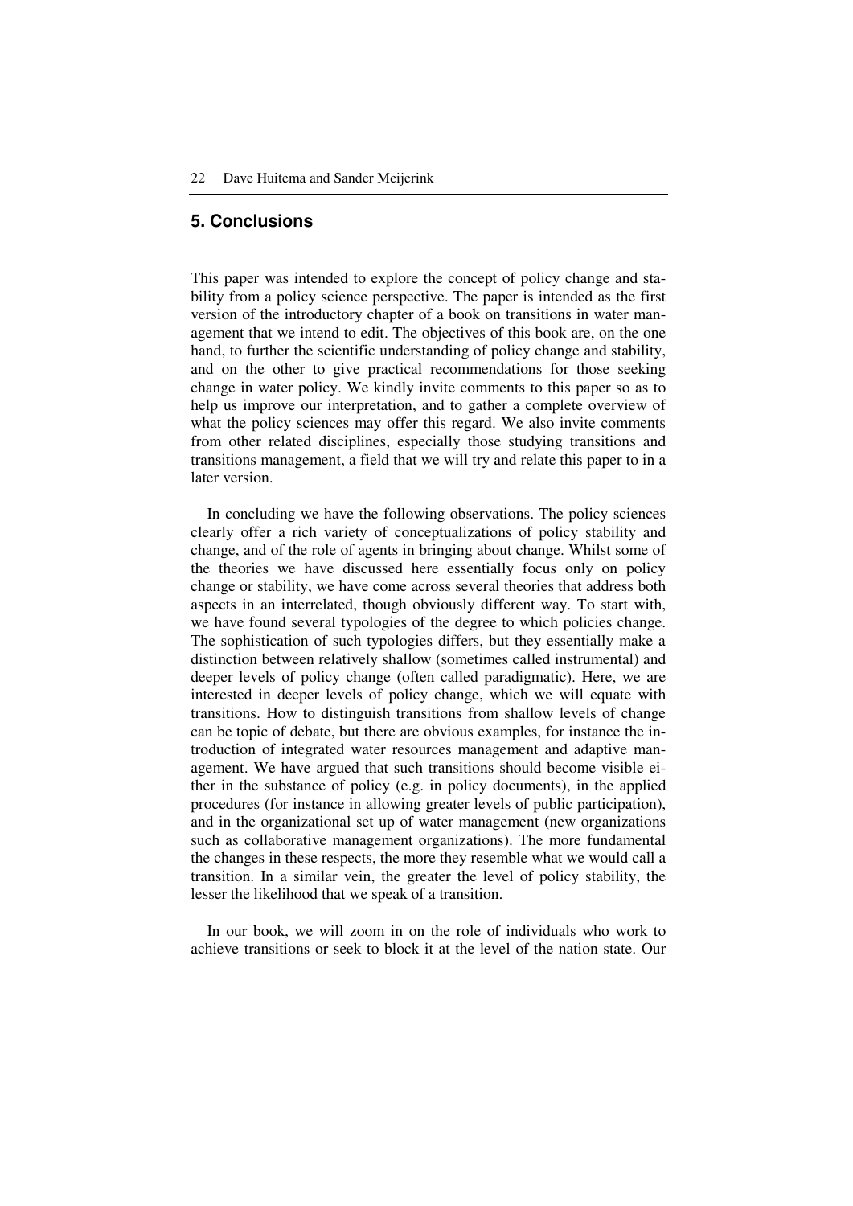## 5. Conclusions

This paper was intended to explore the concept of policy change and stability from a policy science perspective. The paper is intended as the first version of the introductory chapter of a book on transitions in water management that we intend to edit. The objectives of this book are, on the one hand, to further the scientific understanding of policy change and stability, and on the other to give practical recommendations for those seeking change in water policy. We kindly invite comments to this paper so as to help us improve our interpretation, and to gather a complete overview of what the policy sciences may offer this regard. We also invite comments from other related disciplines, especially those studying transitions and transitions management, a field that we will try and relate this paper to in a later version.

In concluding we have the following observations. The policy sciences clearly offer a rich variety of conceptualizations of policy stability and change, and of the role of agents in bringing about change. Whilst some of the theories we have discussed here essentially focus only on policy change or stability, we have come across several theories that address both aspects in an interrelated, though obviously different way. To start with, we have found several typologies of the degree to which policies change. The sophistication of such typologies differs, but they essentially make a distinction between relatively shallow (sometimes called instrumental) and deeper levels of policy change (often called paradigmatic). Here, we are interested in deeper levels of policy change, which we will equate with transitions. How to distinguish transitions from shallow levels of change can be topic of debate, but there are obvious examples, for instance the introduction of integrated water resources management and adaptive management. We have argued that such transitions should become visible either in the substance of policy (e.g. in policy documents), in the applied procedures (for instance in allowing greater levels of public participation), and in the organizational set up of water management (new organizations such as collaborative management organizations). The more fundamental the changes in these respects, the more they resemble what we would call a transition. In a similar vein, the greater the level of policy stability, the lesser the likelihood that we speak of a transition.

In our book, we will zoom in on the role of individuals who work to achieve transitions or seek to block it at the level of the nation state. Our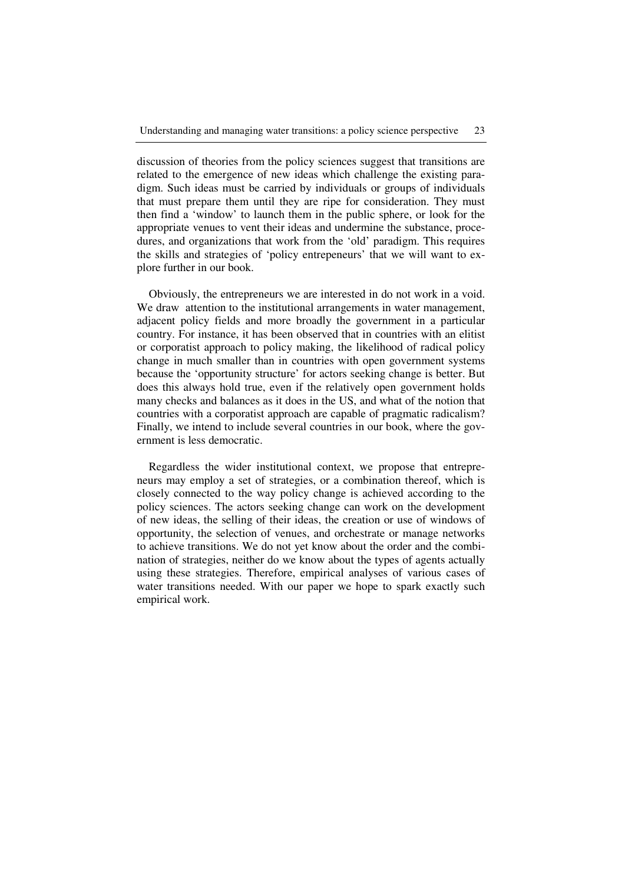discussion of theories from the policy sciences suggest that transitions are related to the emergence of new ideas which challenge the existing paradigm. Such ideas must be carried by individuals or groups of individuals that must prepare them until they are ripe for consideration. They must then find a 'window' to launch them in the public sphere, or look for the appropriate venues to vent their ideas and undermine the substance, procedures, and organizations that work from the 'old' paradigm. This requires the skills and strategies of 'policy entrepeneurs' that we will want to explore further in our book.

Obviously, the entrepreneurs we are interested in do not work in a void. We draw attention to the institutional arrangements in water management, adjacent policy fields and more broadly the government in a particular country. For instance, it has been observed that in countries with an elitist or corporatist approach to policy making, the likelihood of radical policy change in much smaller than in countries with open government systems because the 'opportunity structure' for actors seeking change is better. But does this always hold true, even if the relatively open government holds many checks and balances as it does in the US, and what of the notion that countries with a corporatist approach are capable of pragmatic radicalism? Finally, we intend to include several countries in our book, where the government is less democratic.

Regardless the wider institutional context, we propose that entrepreneurs may employ a set of strategies, or a combination thereof, which is closely connected to the way policy change is achieved according to the policy sciences. The actors seeking change can work on the development of new ideas, the selling of their ideas, the creation or use of windows of opportunity, the selection of venues, and orchestrate or manage networks to achieve transitions. We do not yet know about the order and the combination of strategies, neither do we know about the types of agents actually using these strategies. Therefore, empirical analyses of various cases of water transitions needed. With our paper we hope to spark exactly such empirical work.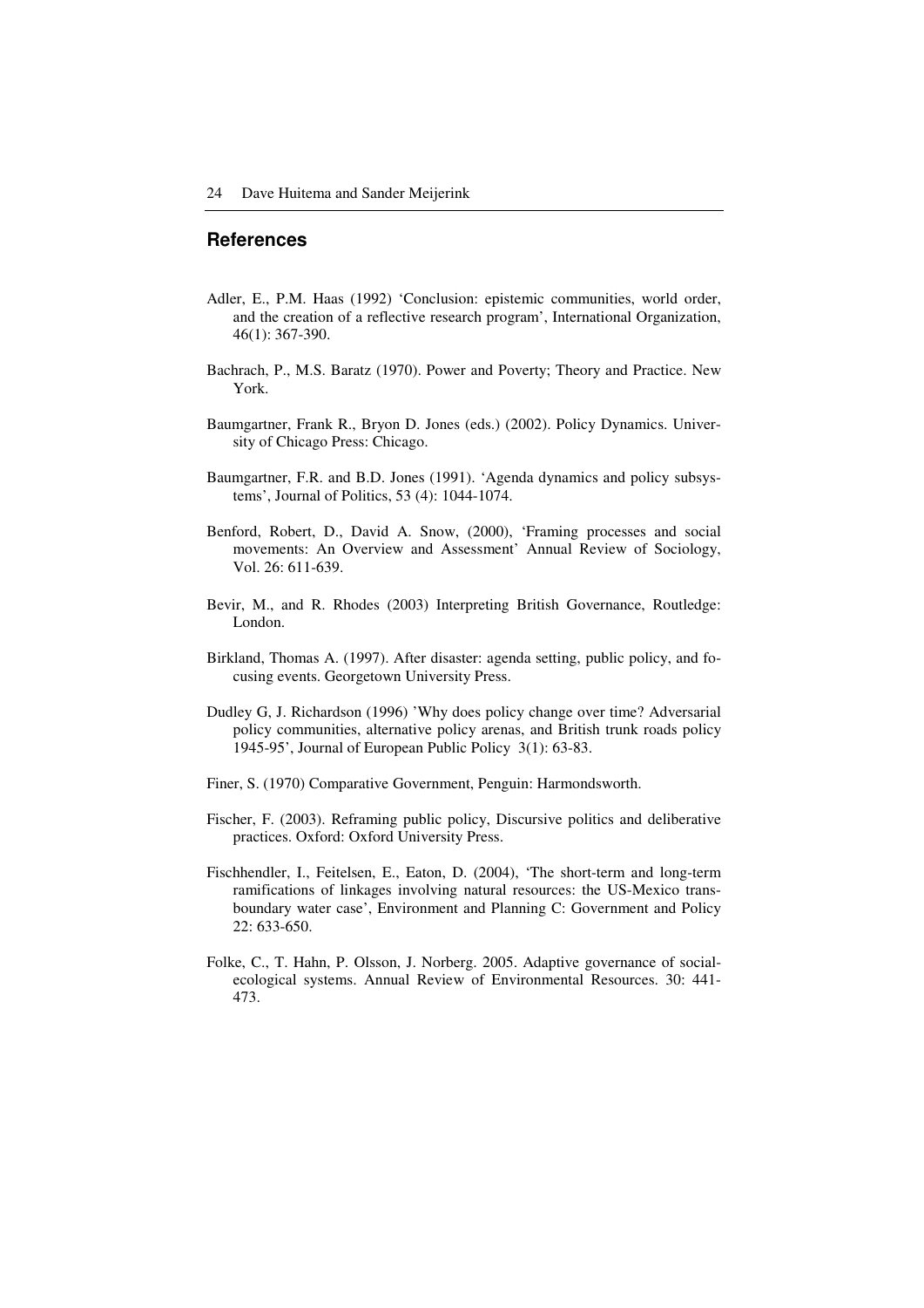## References

Adler, E., P.M. Haas (1992) 'Conclusion: epistemic communities, world order, and the creation of a reflective research program', International Organization, 46(1): 367-390.

Bachrach, P., M.S. Baratz (1970). Power and Poverty; Theory and Practice. New York.

Baumgartner, Frank R., Bryon D. Jones (eds.) (2002). Policy Dynamics. University of Chicago Press: Chicago.

Baumgartner, F.R. and B.D. Jones (1991). 'Agenda dynamics and policy subsystems', Journal of Politics, 53 (4): 1044-1074.

Benford, Robert, D., David A. Snow, (2000), 'Framing processes and social movements: An Overview and Assessment' Annual Review of Sociology, Vol. 26: 611-639.

Bevir, M., and R. Rhodes (2003) Interpreting British Governance, Routledge: London.

Birkland, Thomas A. (1997). After disaster: agenda setting, public policy, and focusing events. Georgetown University Press.

Dudley G, J. Richardson (1996) 'Why does policy change over time? Adversarial policy communities, alternative policy arenas, and British trunk roads policy 1945-95', Journal of European Public Policy 3(1): 63-83.

Finer, S. (1970) Comparative Government, Penguin: Harmondsworth.

Fischer, F. (2003). Reframing public policy, Discursive politics and deliberative practices. Oxford: Oxford University Press.

Fischhendler, I., Feitelsen, E., Eaton, D. (2004), 'The short-term and long-term ramifications of linkages involving natural resources: the US-Mexico transboundary water case', Environment and Planning C: Government and Policy 22: 633-650.

Folke, C., T. Hahn, P. Olsson, J. Norberg. 2005. Adaptive governance of social-ecological systems. Annual Review of Environmental Resources. 30: 441-473.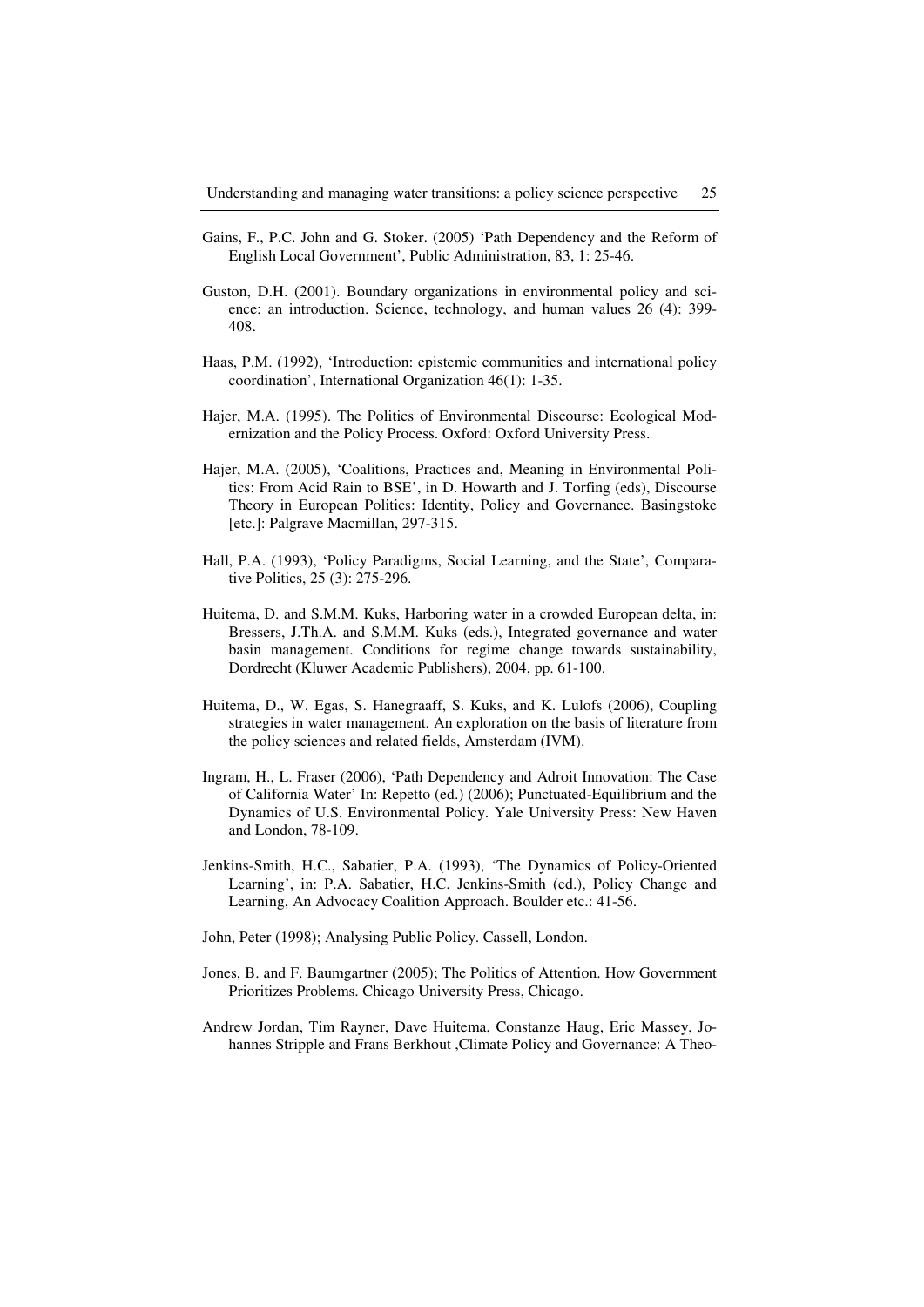Gains, F., P.C. John and G. Stoker. (2005) 'Path Dependency and the Reform of English Local Government', Public Administration, 83, 1: 25-46.

Guston, D.H. (2001). Boundary organizations in environmental policy and science: an introduction. Science, technology, and human values 26 (4): 399-408.

Haas, P.M. (1992), 'Introduction: epistemic communities and international policy coordination', International Organization 46(1): 1-35.

Hajer, M.A. (1995). The Politics of Environmental Discourse: Ecological Modernization and the Policy Process. Oxford: Oxford University Press.

Hajer, M.A. (2005), 'Coalitions, Practices and, Meaning in Environmental Politics: From Acid Rain to BSE', in D. Howarth and J. Torfing (eds), Discourse Theory in European Politics: Identity, Policy and Governance. Basingstoke [etc.]: Palgrave Macmillan, 297-315.

Hall, P.A. (1993), 'Policy Paradigms, Social Learning, and the State', Comparative Politics, 25 (3): 275-296.

Huitema, D. and S.M.M. Kuks, Harboring water in a crowded European delta, in: Bressers, J.Th.A. and S.M.M. Kuks (eds.), Integrated governance and water basin management. Conditions for regime change towards sustainability, Dordrecht (Kluwer Academic Publishers), 2004, pp. 61-100.

Huitema, D., W. Egas, S. Hanegraaff, S. Kuks, and K. Lulofs (2006), Coupling strategies in water management. An exploration on the basis of literature from the policy sciences and related fields, Amsterdam (IVM).

Ingram, H., L. Fraser (2006), 'Path Dependency and Adroit Innovation: The Case of California Water' In: Repetto (ed.) (2006); Punctuated-Equilibrium and the Dynamics of U.S. Environmental Policy. Yale University Press: New Haven and London, 78-109.

Jenkins-Smith, H.C., Sabatier, P.A. (1993), 'The Dynamics of Policy-Oriented Learning', in: P.A. Sabatier, H.C. Jenkins-Smith (ed.), Policy Change and Learning, An Advocacy Coalition Approach. Boulder etc.: 41-56.

John, Peter (1998); Analysing Public Policy. Cassell, London.

Jones, B. and F. Baumgartner (2005); The Politics of Attention. How Government Prioritizes Problems. Chicago University Press, Chicago.

Andrew Jordan, Tim Rayner, Dave Huitema, Constanze Haug, Eric Massey, Johannes Stripple and Frans Berkhout ,Climate Policy and Governance: A Theo-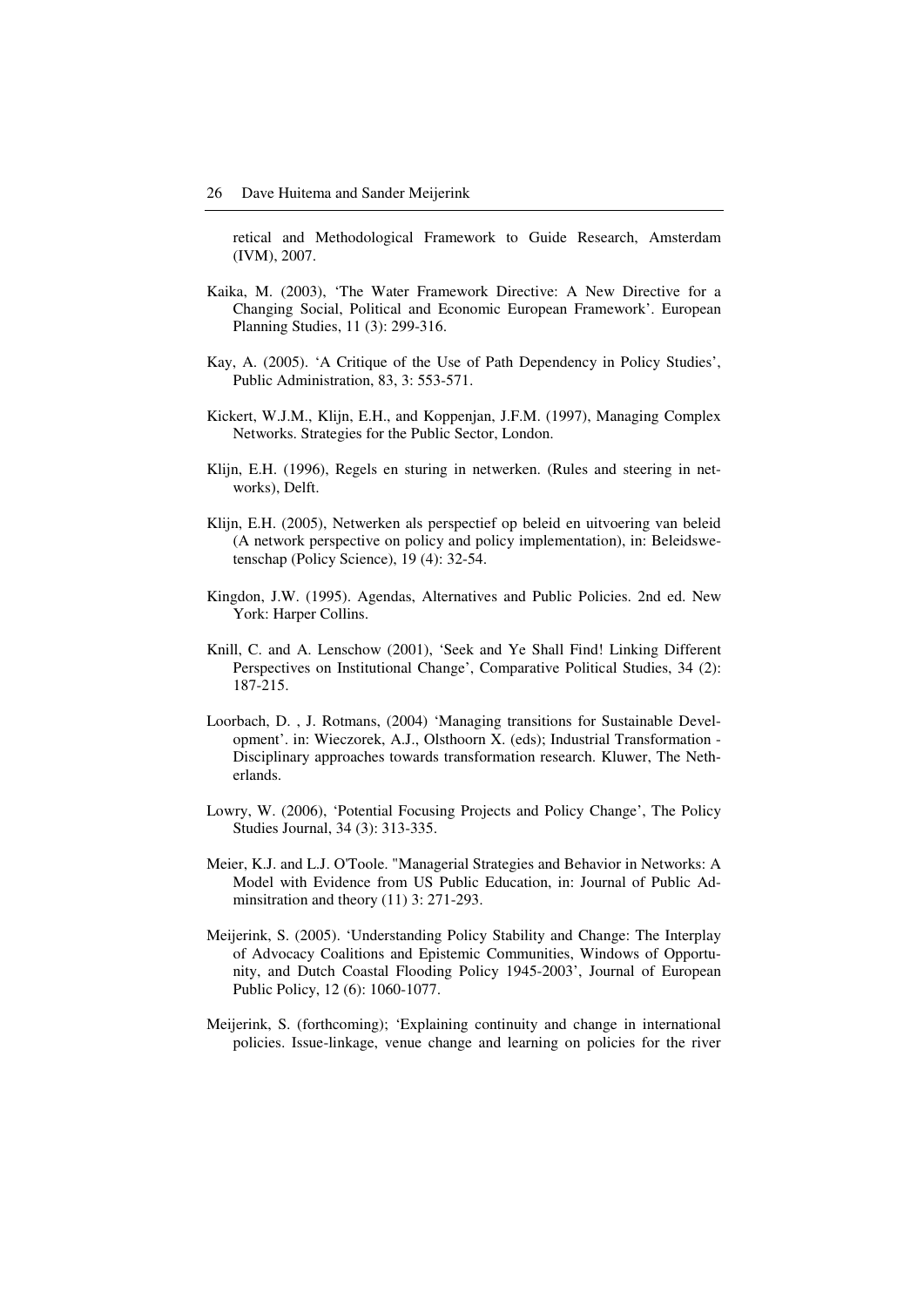retical and Methodological Framework to Guide Research, Amsterdam (IVM), 2007.

Kaika, M. (2003), 'The Water Framework Directive: A New Directive for a Changing Social, Political and Economic European Framework'. European Planning Studies, 11 (3): 299-316.

Kay, A. (2005). 'A Critique of the Use of Path Dependency in Policy Studies', Public Administration, 83, 3: 553-571.

Kickert, W.J.M., Klijn, E.H., and Koppenjan, J.F.M. (1997), Managing Complex Networks. Strategies for the Public Sector, London.

Klijn, E.H. (1996), Regels en sturing in netwerken. (Rules and steering in networks), Delft.

Klijn, E.H. (2005), Netwerken als perspectief op beleid en uitvoering van beleid (A network perspective on policy and policy implementation), in: Beleidswetenschap (Policy Science), 19 (4): 32-54.

Kingdon, J.W. (1995). Agendas, Alternatives and Public Policies. 2nd ed. New York: Harper Collins.

Knill, C. and A. Lenschow (2001), 'Seek and Ye Shall Find! Linking Different Perspectives on Institutional Change', Comparative Political Studies, 34 (2): 187-215.

Loorbach, D. , J. Rotmans, (2004) 'Managing transitions for Sustainable Development'. in: Wieczorek, A.J., Olsthoorn X. (eds); Industrial Transformation - Disciplinary approaches towards transformation research. Kluwer, The Netherlands.

Lowry, W. (2006), 'Potential Focusing Projects and Policy Change', The Policy Studies Journal, 34 (3): 313-335.

Meier, K.J. and L.J. O'Toole. "Managerial Strategies and Behavior in Networks: A Model with Evidence from US Public Education, in: Journal of Public Adminsitration and theory (11) 3: 271-293.

Meijerink, S. (2005). 'Understanding Policy Stability and Change: The Interplay of Advocacy Coalitions and Epistemic Communities, Windows of Opportunity, and Dutch Coastal Flooding Policy 1945-2003', Journal of European Public Policy, 12 (6): 1060-1077.

Meijerink, S. (forthcoming); 'Explaining continuity and change in international policies. Issue-linkage, venue change and learning on policies for the river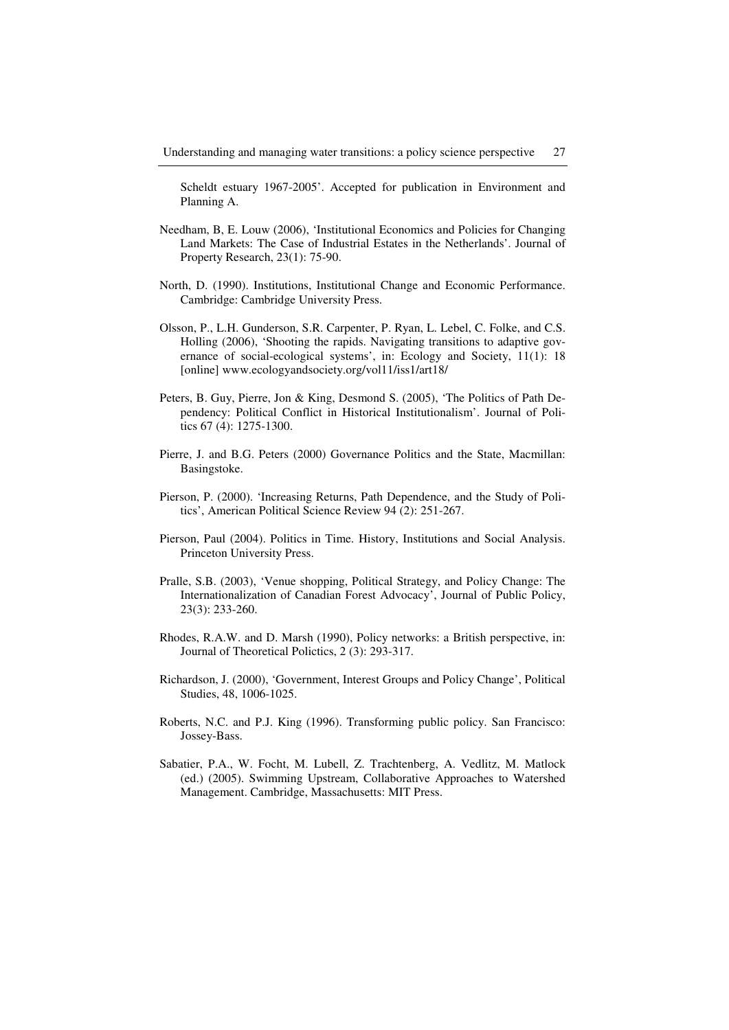Scheldt estuary 1967-2005'. Accepted for publication in Environment and Planning A.

Needham, B, E. Louw (2006), 'Institutional Economics and Policies for Changing Land Markets: The Case of Industrial Estates in the Netherlands'. Journal of Property Research, 23(1): 75-90.

North, D. (1990). Institutions, Institutional Change and Economic Performance. Cambridge: Cambridge University Press.

Olsson, P., L.H. Gunderson, S.R. Carpenter, P. Ryan, L. Lebel, C. Folke, and C.S. Holling (2006), 'Shooting the rapids. Navigating transitions to adaptive governance of social-ecological systems', in: Ecology and Society, 11(1): 18 [online] www.ecologyandsociety.org/vol11/iss1/art18/

Peters, B. Guy, Pierre, Jon & King, Desmond S. (2005), 'The Politics of Path Dependency: Political Conflict in Historical Institutionalism'. Journal of Politics 67 (4): 1275-1300.

Pierre, J. and B.G. Peters (2000) Governance Politics and the State, Macmillan: Basingstoke.

Pierson, P. (2000). 'Increasing Returns, Path Dependence, and the Study of Politics', American Political Science Review 94 (2): 251-267.

Pierson, Paul (2004). Politics in Time. History, Institutions and Social Analysis. Princeton University Press.

Pralle, S.B. (2003), 'Venue shopping, Political Strategy, and Policy Change: The Internationalization of Canadian Forest Advocacy', Journal of Public Policy, 23(3): 233-260.

Rhodes, R.A.W. and D. Marsh (1990), Policy networks: a British perspective, in: Journal of Theoretical Polictics, 2 (3): 293-317.

Richardson, J. (2000), 'Government, Interest Groups and Policy Change', Political Studies, 48, 1006-1025.

Roberts, N.C. and P.J. King (1996). Transforming public policy. San Francisco: Jossey-Bass.

Sabatier, P.A., W. Focht, M. Lubell, Z. Trachtenberg, A. Vedlitz, M. Matlock (ed.) (2005). Swimming Upstream, Collaborative Approaches to Watershed Management. Cambridge, Massachusetts: MIT Press.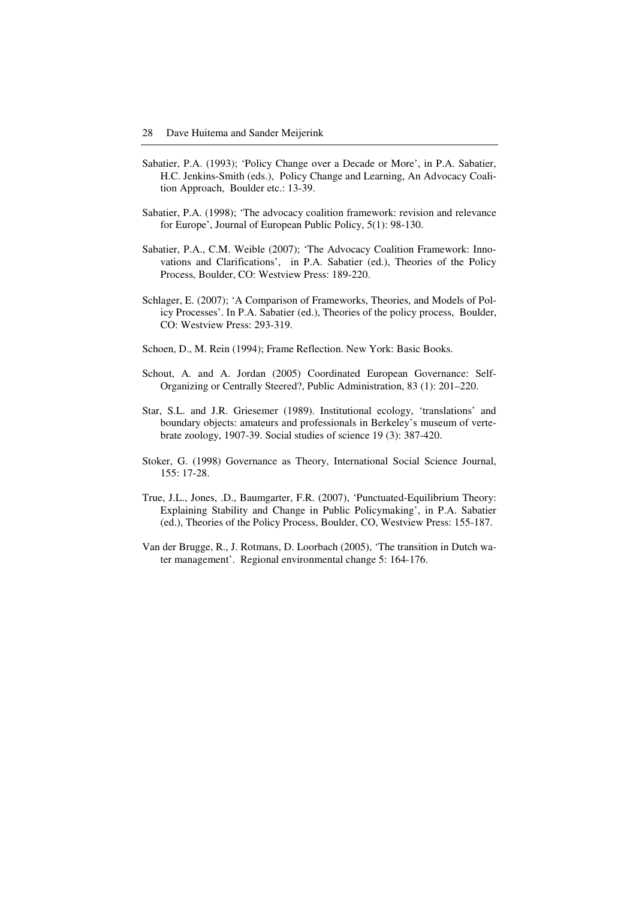Sabatier, P.A. (1993); 'Policy Change over a Decade or More', in P.A. Sabatier, H.C. Jenkins-Smith (eds.), Policy Change and Learning, An Advocacy Coalition Approach, Boulder etc.: 13-39.

Sabatier, P.A. (1998); 'The advocacy coalition framework: revision and relevance for Europe', Journal of European Public Policy, 5(1): 98-130.

Sabatier, P.A., C.M. Weible (2007); 'The Advocacy Coalition Framework: Innovations and Clarifications', in P.A. Sabatier (ed.), Theories of the Policy Process, Boulder, CO: Westview Press: 189-220.

Schlager, E. (2007); 'A Comparison of Frameworks, Theories, and Models of Policy Processes'. In P.A. Sabatier (ed.), Theories of the policy process, Boulder, CO: Westview Press: 293-319.

Schoen, D., M. Rein (1994); Frame Reflection. New York: Basic Books.

Schout, A. and A. Jordan (2005) Coordinated European Governance: Self-Organizing or Centrally Steered?, Public Administration, 83 (1): 201–220.

Star, S.L. and J.R. Griesemer (1989). Institutional ecology, 'translations' and boundary objects: amateurs and professionals in Berkeley's museum of vertebrate zoology, 1907-39. Social studies of science 19 (3): 387-420.

Stoker, G. (1998) Governance as Theory, International Social Science Journal, 155: 17-28.

True, J.L., Jones, .D., Baumgarter, F.R. (2007), 'Punctuated-Equilibrium Theory: Explaining Stability and Change in Public Policymaking', in P.A. Sabatier (ed.), Theories of the Policy Process, Boulder, CO, Westview Press: 155-187.

Van der Brugge, R., J. Rotmans, D. Loorbach (2005), 'The transition in Dutch water management'. Regional environmental change 5: 164-176.